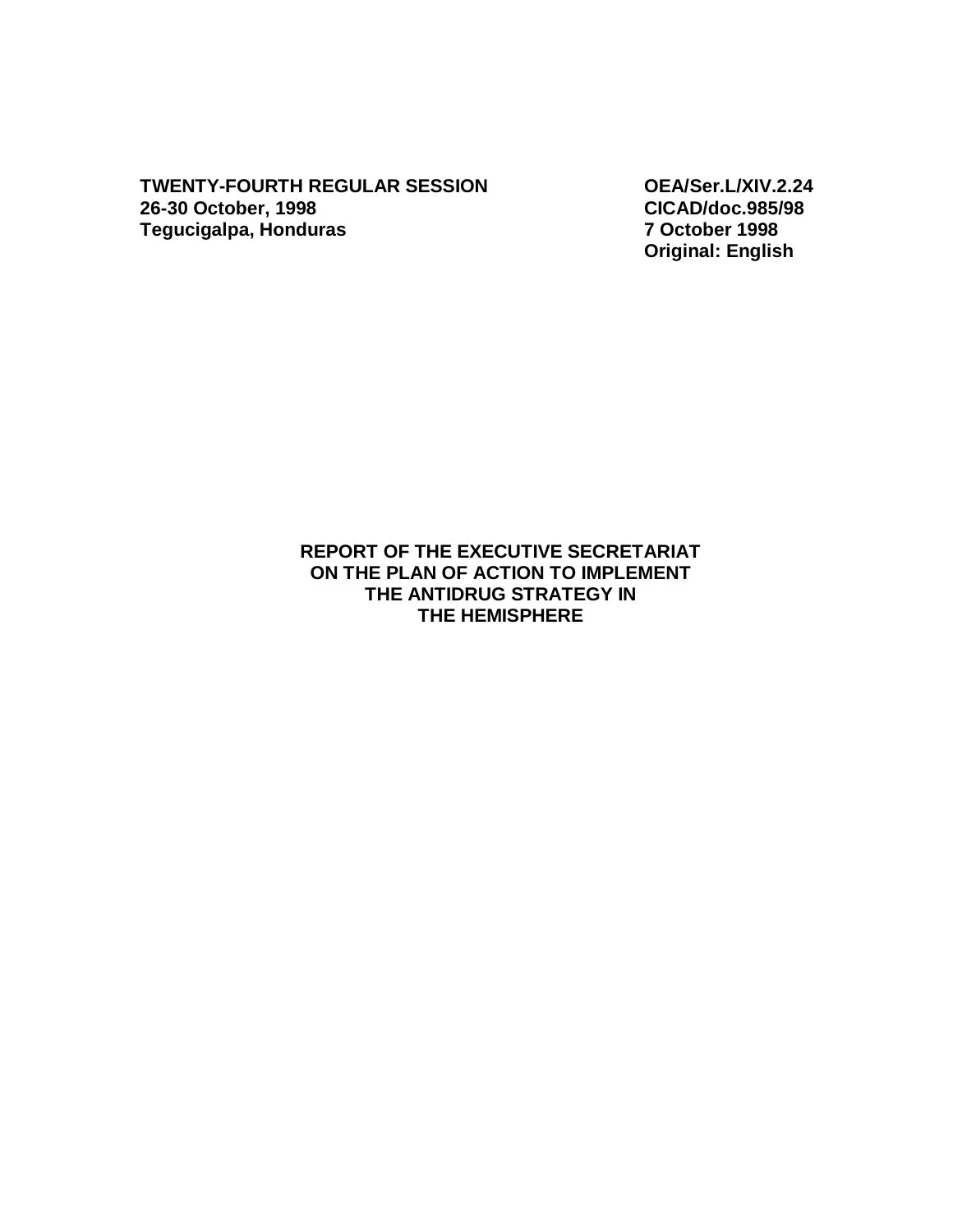**TWENTY-FOURTH REGULAR SESSION**
**26-30 October, 1998**
**Tegucigalpa, Honduras**

**OEA/Ser.L/XIV.2.24**
**CICAD/doc.985/98**
**7 October 1998**
**Original: English**

# REPORT OF THE EXECUTIVE SECRETARIAT ON THE PLAN OF ACTION TO IMPLEMENT THE ANTIDRUG STRATEGY IN THE HEMISPHERE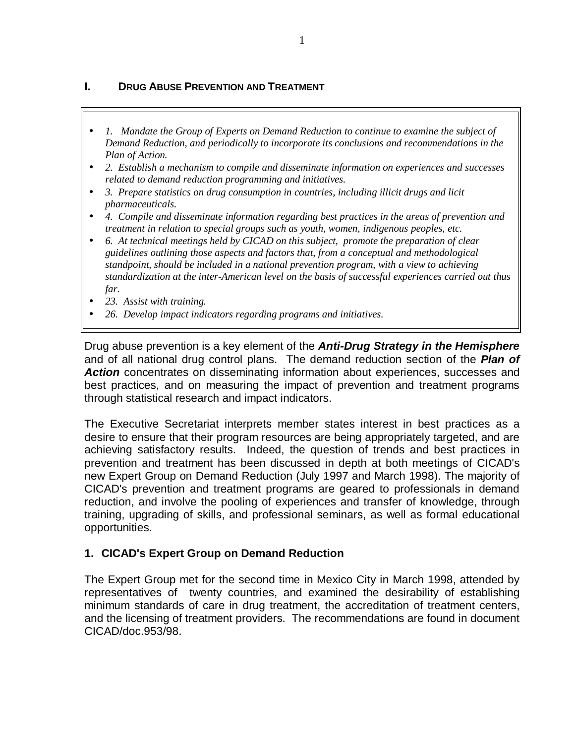## I. DRUG ABUSE PREVENTION AND TREATMENT

- *1. Mandate the Group of Experts on Demand Reduction to continue to examine the subject of Demand Reduction, and periodically to incorporate its conclusions and recommendations in the Plan of Action.*
- *2. Establish a mechanism to compile and disseminate information on experiences and successes related to demand reduction programming and initiatives.*
- *3. Prepare statistics on drug consumption in countries, including illicit drugs and licit pharmaceuticals.*
- *4. Compile and disseminate information regarding best practices in the areas of prevention and treatment in relation to special groups such as youth, women, indigenous peoples, etc.*
- *6. At technical meetings held by CICAD on this subject, promote the preparation of clear guidelines outlining those aspects and factors that, from a conceptual and methodological standpoint, should be included in a national prevention program, with a view to achieving standardization at the inter-American level on the basis of successful experiences carried out thus far.*
- *23. Assist with training.*
- *26. Develop impact indicators regarding programs and initiatives.*

Drug abuse prevention is a key element of the ***Anti-Drug Strategy in the Hemisphere*** and of all national drug control plans. The demand reduction section of the ***Plan of Action*** concentrates on disseminating information about experiences, successes and best practices, and on measuring the impact of prevention and treatment programs through statistical research and impact indicators.

The Executive Secretariat interprets member states interest in best practices as a desire to ensure that their program resources are being appropriately targeted, and are achieving satisfactory results. Indeed, the question of trends and best practices in prevention and treatment has been discussed in depth at both meetings of CICAD's new Expert Group on Demand Reduction (July 1997 and March 1998). The majority of CICAD's prevention and treatment programs are geared to professionals in demand reduction, and involve the pooling of experiences and transfer of knowledge, through training, upgrading of skills, and professional seminars, as well as formal educational opportunities.

### 1. CICAD's Expert Group on Demand Reduction

The Expert Group met for the second time in Mexico City in March 1998, attended by representatives of twenty countries, and examined the desirability of establishing minimum standards of care in drug treatment, the accreditation of treatment centers, and the licensing of treatment providers. The recommendations are found in document CICAD/doc.953/98.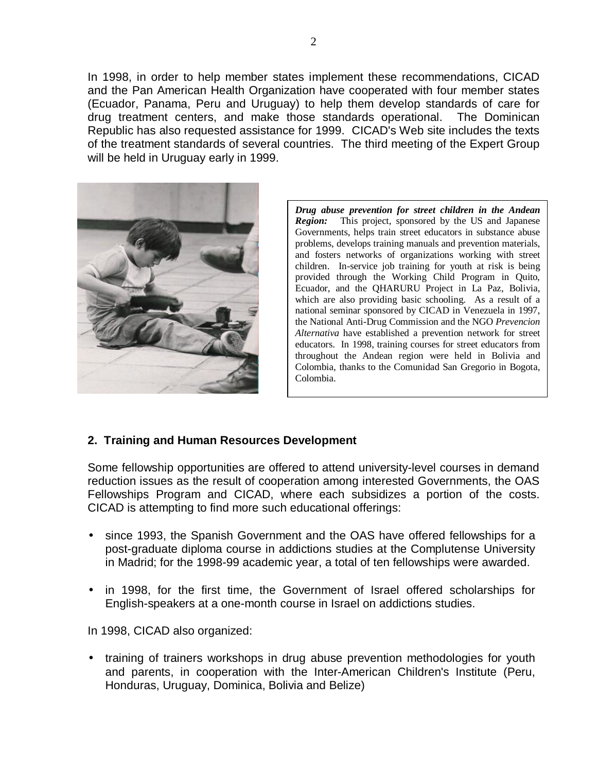In 1998, in order to help member states implement these recommendations, CICAD and the Pan American Health Organization have cooperated with four member states (Ecuador, Panama, Peru and Uruguay) to help them develop standards of care for drug treatment centers, and make those standards operational. The Dominican Republic has also requested assistance for 1999. CICAD's Web site includes the texts of the treatment standards of several countries. The third meeting of the Expert Group will be held in Uruguay early in 1999.

***Drug abuse prevention for street children in the Andean Region:*** This project, sponsored by the US and Japanese Governments, helps train street educators in substance abuse problems, develops training manuals and prevention materials, and fosters networks of organizations working with street children. In-service job training for youth at risk is being provided through the Working Child Program in Quito, Ecuador, and the QHARURU Project in La Paz, Bolivia, which are also providing basic schooling. As a result of a national seminar sponsored by CICAD in Venezuela in 1997, the National Anti-Drug Commission and the NGO *Prevencion Alternativa* have established a prevention network for street educators. In 1998, training courses for street educators from throughout the Andean region were held in Bolivia and Colombia, thanks to the Comunidad San Gregorio in Bogota, Colombia.

## 2. Training and Human Resources Development

Some fellowship opportunities are offered to attend university-level courses in demand reduction issues as the result of cooperation among interested Governments, the OAS Fellowships Program and CICAD, where each subsidizes a portion of the costs. CICAD is attempting to find more such educational offerings:

- since 1993, the Spanish Government and the OAS have offered fellowships for a post-graduate diploma course in addictions studies at the Complutense University in Madrid; for the 1998-99 academic year, a total of ten fellowships were awarded.
- in 1998, for the first time, the Government of Israel offered scholarships for English-speakers at a one-month course in Israel on addictions studies.

In 1998, CICAD also organized:

- training of trainers workshops in drug abuse prevention methodologies for youth and parents, in cooperation with the Inter-American Children's Institute (Peru, Honduras, Uruguay, Dominica, Bolivia and Belize)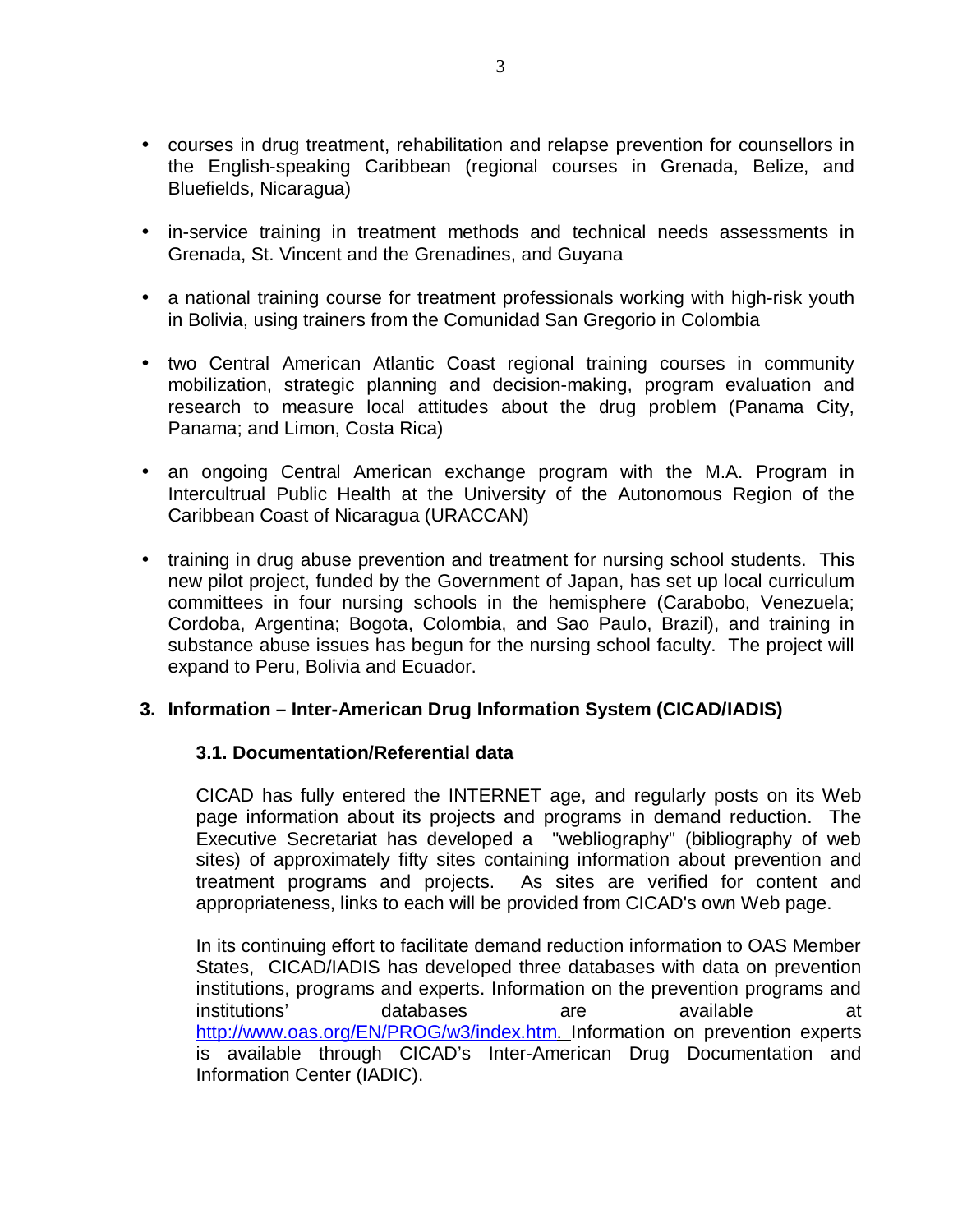- courses in drug treatment, rehabilitation and relapse prevention for counsellors in the English-speaking Caribbean (regional courses in Grenada, Belize, and Bluefields, Nicaragua)

- in-service training in treatment methods and technical needs assessments in Grenada, St. Vincent and the Grenadines, and Guyana

- a national training course for treatment professionals working with high-risk youth in Bolivia, using trainers from the Comunidad San Gregorio in Colombia

- two Central American Atlantic Coast regional training courses in community mobilization, strategic planning and decision-making, program evaluation and research to measure local attitudes about the drug problem (Panama City, Panama; and Limon, Costa Rica)

- an ongoing Central American exchange program with the M.A. Program in Intercultrual Public Health at the University of the Autonomous Region of the Caribbean Coast of Nicaragua (URACCAN)

- training in drug abuse prevention and treatment for nursing school students. This new pilot project, funded by the Government of Japan, has set up local curriculum committees in four nursing schools in the hemisphere (Carabobo, Venezuela; Cordoba, Argentina; Bogota, Colombia, and Sao Paulo, Brazil), and training in substance abuse issues has begun for the nursing school faculty. The project will expand to Peru, Bolivia and Ecuador.

## 3. Information – Inter-American Drug Information System (CICAD/IADIS)

### 3.1. Documentation/Referential data

CICAD has fully entered the INTERNET age, and regularly posts on its Web page information about its projects and programs in demand reduction. The Executive Secretariat has developed a "webliography" (bibliography of web sites) of approximately fifty sites containing information about prevention and treatment programs and projects. As sites are verified for content and appropriateness, links to each will be provided from CICAD's own Web page.

In its continuing effort to facilitate demand reduction information to OAS Member States, CICAD/IADIS has developed three databases with data on prevention institutions, programs and experts. Information on the prevention programs and institutions' databases are available at http://www.oas.org/EN/PROG/w3/index.htm. Information on prevention experts is available through CICAD's Inter-American Drug Documentation and Information Center (IADIC).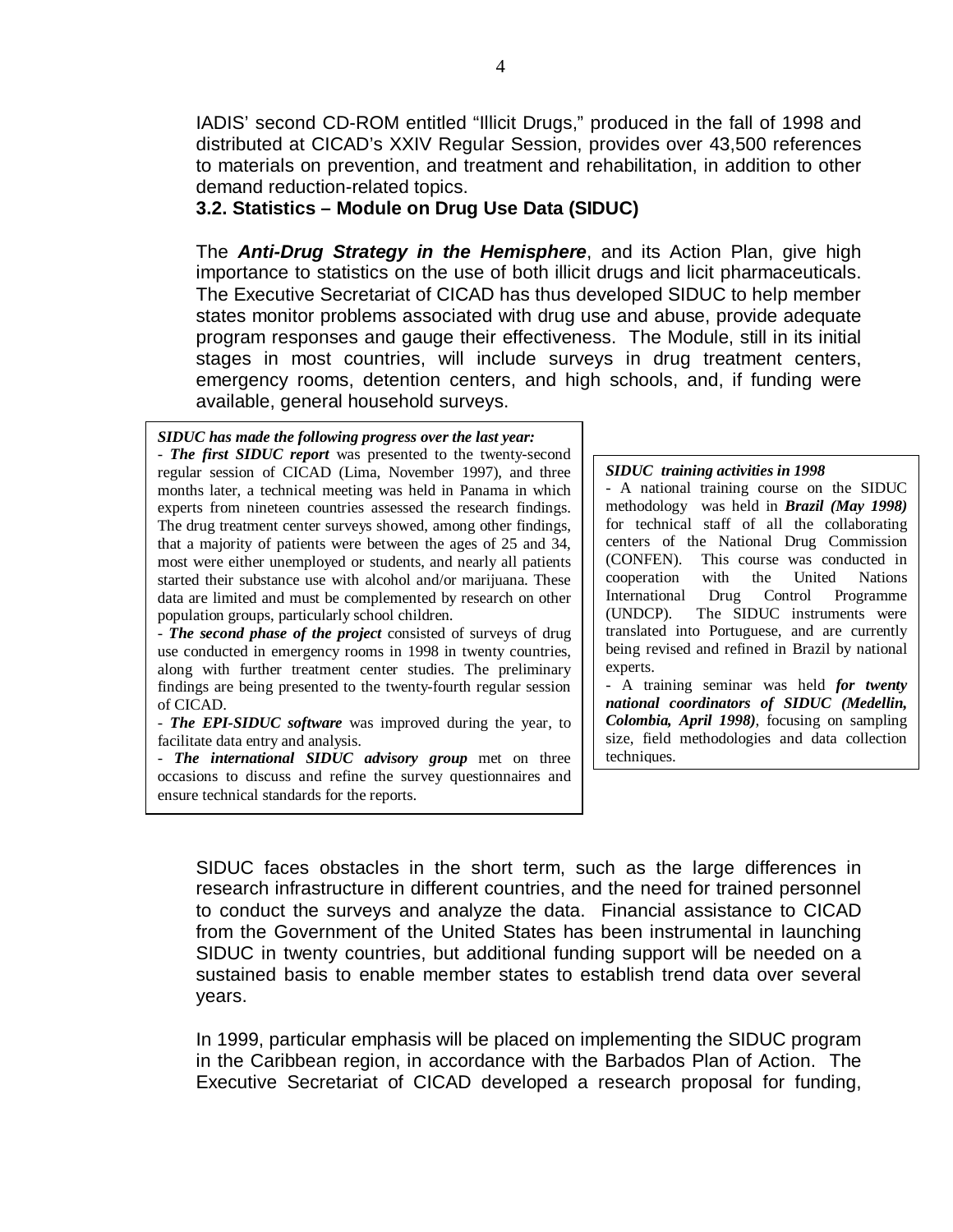IADIS' second CD-ROM entitled "Illicit Drugs," produced in the fall of 1998 and distributed at CICAD's XXIV Regular Session, provides over 43,500 references to materials on prevention, and treatment and rehabilitation, in addition to other demand reduction-related topics.

### 3.2. Statistics – Module on Drug Use Data (SIDUC)

The ***Anti-Drug Strategy in the Hemisphere***, and its Action Plan, give high importance to statistics on the use of both illicit drugs and licit pharmaceuticals. The Executive Secretariat of CICAD has thus developed SIDUC to help member states monitor problems associated with drug use and abuse, provide adequate program responses and gauge their effectiveness. The Module, still in its initial stages in most countries, will include surveys in drug treatment centers, emergency rooms, detention centers, and high schools, and, if funding were available, general household surveys.

***SIDUC has made the following progress over the last year:***

- ***The first SIDUC report*** was presented to the twenty-second regular session of CICAD (Lima, November 1997), and three months later, a technical meeting was held in Panama in which experts from nineteen countries assessed the research findings. The drug treatment center surveys showed, among other findings, that a majority of patients were between the ages of 25 and 34, most were either unemployed or students, and nearly all patients started their substance use with alcohol and/or marijuana. These data are limited and must be complemented by research on other population groups, particularly school children.
- ***The second phase of the project*** consisted of surveys of drug use conducted in emergency rooms in 1998 in twenty countries, along with further treatment center studies. The preliminary findings are being presented to the twenty-fourth regular session of CICAD.
- ***The EPI-SIDUC software*** was improved during the year, to facilitate data entry and analysis.
- ***The international SIDUC advisory group*** met on three occasions to discuss and refine the survey questionnaires and ensure technical standards for the reports.

***SIDUC training activities in 1998***

- A national training course on the SIDUC methodology was held in ***Brazil (May 1998)*** for technical staff of all the collaborating centers of the National Drug Commission (CONFEN). This course was conducted in cooperation with the United Nations International Drug Control Programme (UNDCP). The SIDUC instruments were translated into Portuguese, and are currently being revised and refined in Brazil by national experts.
- A training seminar was held ***for twenty national coordinators of SIDUC (Medellin, Colombia, April 1998)***, focusing on sampling size, field methodologies and data collection techniques.

SIDUC faces obstacles in the short term, such as the large differences in research infrastructure in different countries, and the need for trained personnel to conduct the surveys and analyze the data. Financial assistance to CICAD from the Government of the United States has been instrumental in launching SIDUC in twenty countries, but additional funding support will be needed on a sustained basis to enable member states to establish trend data over several years.

In 1999, particular emphasis will be placed on implementing the SIDUC program in the Caribbean region, in accordance with the Barbados Plan of Action. The Executive Secretariat of CICAD developed a research proposal for funding,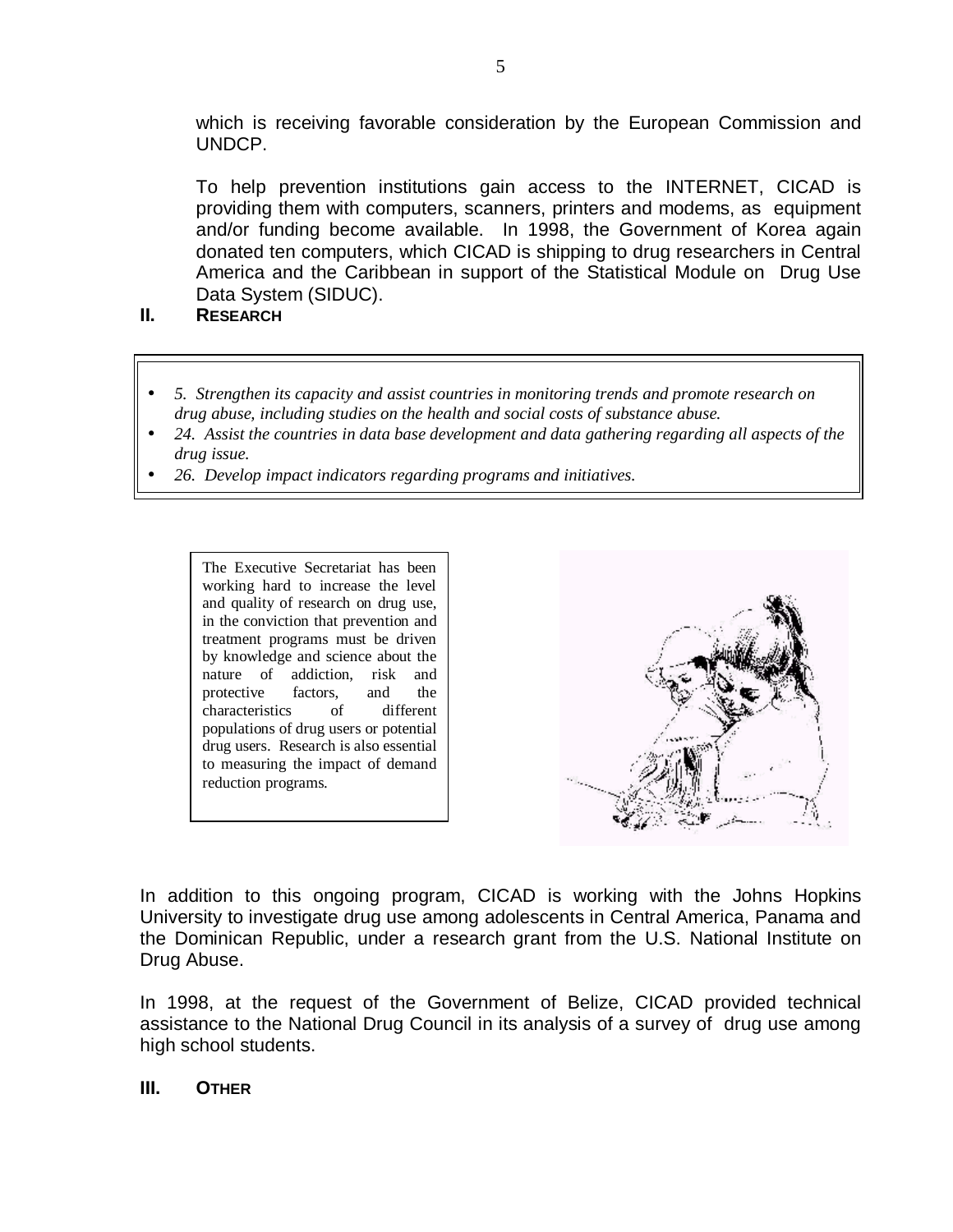which is receiving favorable consideration by the European Commission and UNDCP.

To help prevention institutions gain access to the INTERNET, CICAD is providing them with computers, scanners, printers and modems, as equipment and/or funding become available. In 1998, the Government of Korea again donated ten computers, which CICAD is shipping to drug researchers in Central America and the Caribbean in support of the Statistical Module on Drug Use Data System (SIDUC).

## II. RESEARCH

- *5. Strengthen its capacity and assist countries in monitoring trends and promote research on drug abuse, including studies on the health and social costs of substance abuse.*
- *24. Assist the countries in data base development and data gathering regarding all aspects of the drug issue.*
- *26. Develop impact indicators regarding programs and initiatives.*

The Executive Secretariat has been working hard to increase the level and quality of research on drug use, in the conviction that prevention and treatment programs must be driven by knowledge and science about the nature of addiction, risk and protective factors, and the characteristics of different populations of drug users or potential drug users. Research is also essential to measuring the impact of demand reduction programs.

In addition to this ongoing program, CICAD is working with the Johns Hopkins University to investigate drug use among adolescents in Central America, Panama and the Dominican Republic, under a research grant from the U.S. National Institute on Drug Abuse.

In 1998, at the request of the Government of Belize, CICAD provided technical assistance to the National Drug Council in its analysis of a survey of drug use among high school students.

## III. OTHER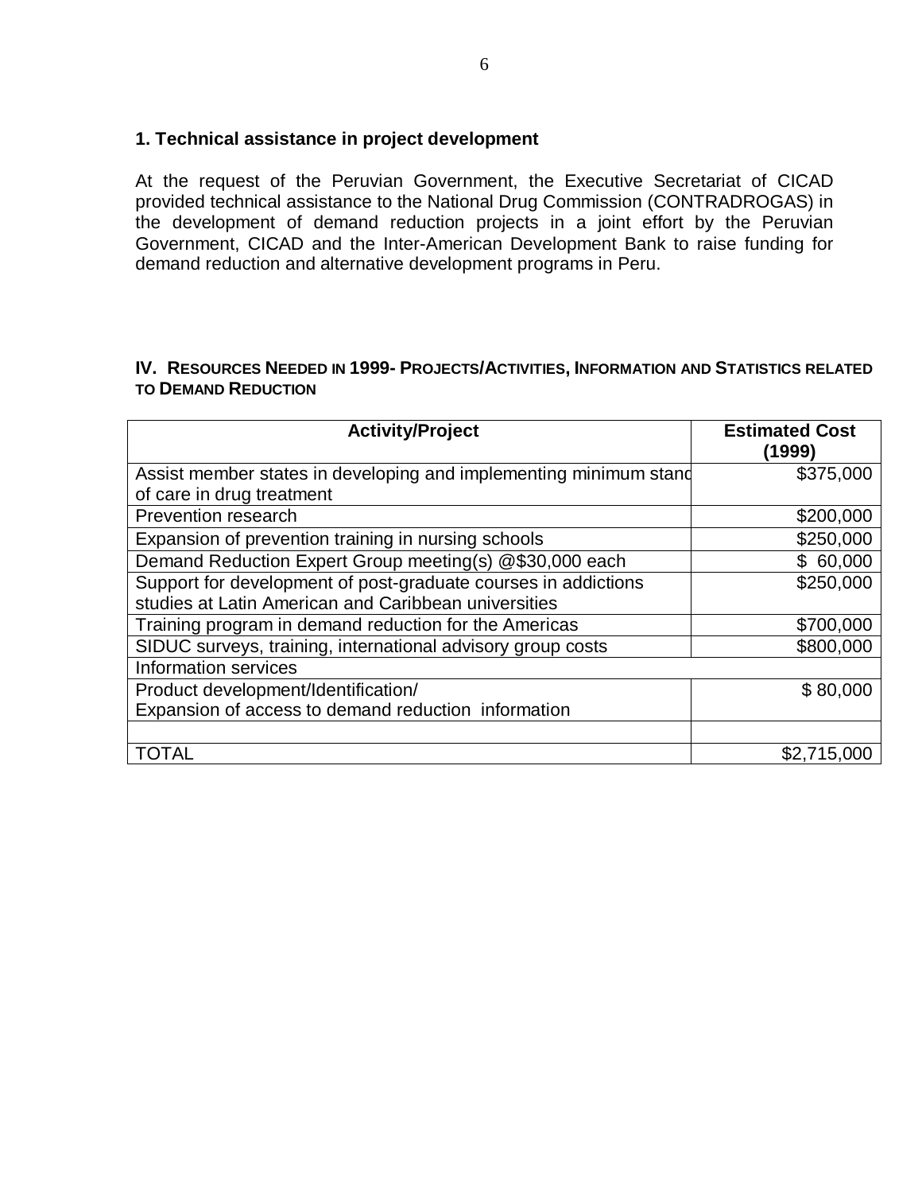### 1. Technical assistance in project development

At the request of the Peruvian Government, the Executive Secretariat of CICAD provided technical assistance to the National Drug Commission (CONTRADROGAS) in the development of demand reduction projects in a joint effort by the Peruvian Government, CICAD and the Inter-American Development Bank to raise funding for demand reduction and alternative development programs in Peru.

## IV. Resources Needed in 1999- Projects/Activities, Information and Statistics related to Demand Reduction

| Activity/Project | Estimated Cost (1999) |
|---|---|
| Assist member states in developing and implementing minimum stand of care in drug treatment | $375,000 |
| Prevention research | $200,000 |
| Expansion of prevention training in nursing schools | $250,000 |
| Demand Reduction Expert Group meeting(s) @$30,000 each | $ 60,000 |
| Support for development of post-graduate courses in addictions studies at Latin American and Caribbean universities | $250,000 |
| Training program in demand reduction for the Americas | $700,000 |
| SIDUC surveys, training, international advisory group costs | $800,000 |
| Information services | |
| Product development/Identification/ Expansion of access to demand reduction information | $ 80,000 |
| | |
| TOTAL | $2,715,000 |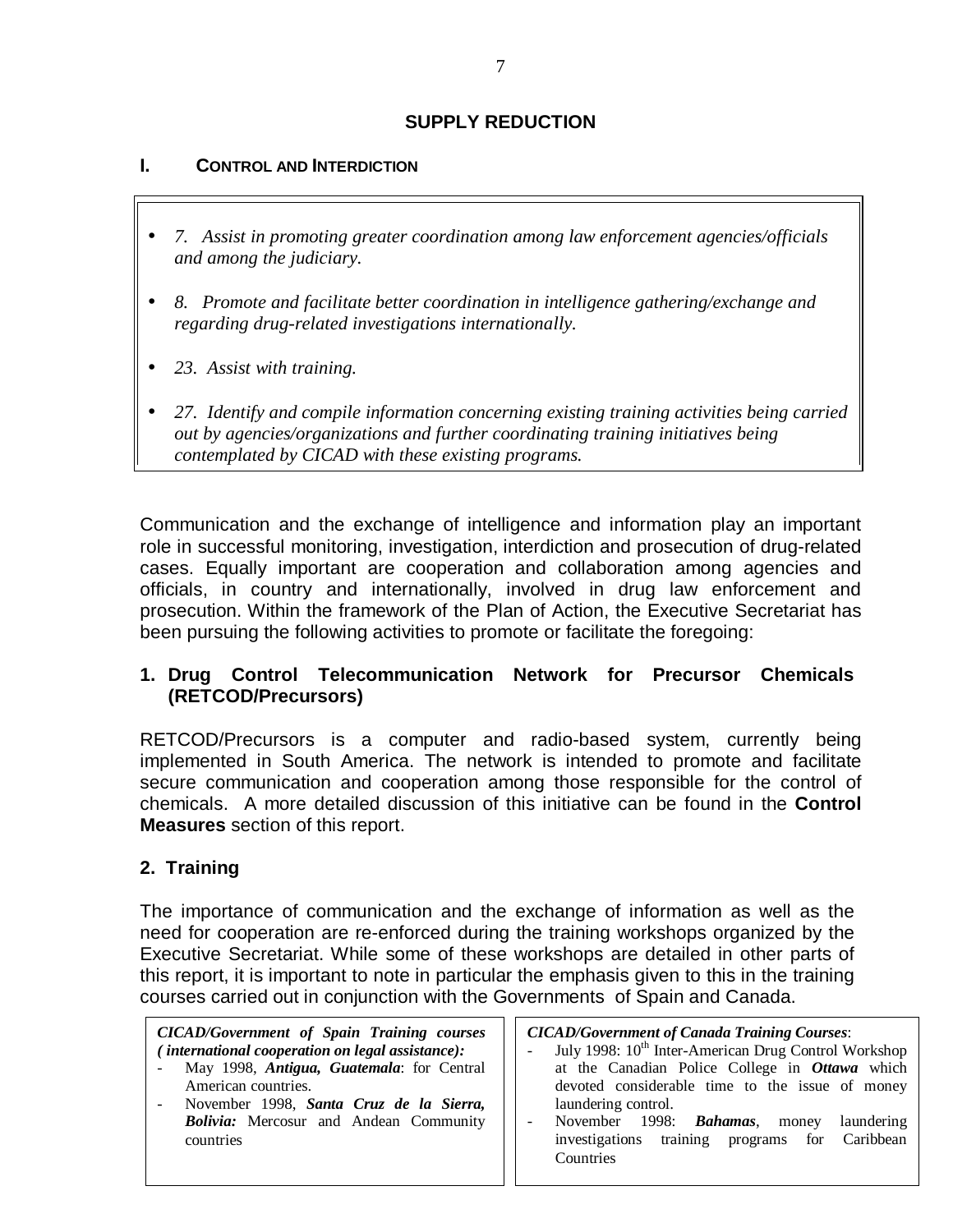## SUPPLY REDUCTION

### I. Control and Interdiction

- *7. Assist in promoting greater coordination among law enforcement agencies/officials and among the judiciary.*
- *8. Promote and facilitate better coordination in intelligence gathering/exchange and regarding drug-related investigations internationally.*
- *23. Assist with training.*
- *27. Identify and compile information concerning existing training activities being carried out by agencies/organizations and further coordinating training initiatives being contemplated by CICAD with these existing programs.*

Communication and the exchange of intelligence and information play an important role in successful monitoring, investigation, interdiction and prosecution of drug-related cases. Equally important are cooperation and collaboration among agencies and officials, in country and internationally, involved in drug law enforcement and prosecution. Within the framework of the Plan of Action, the Executive Secretariat has been pursuing the following activities to promote or facilitate the foregoing:

#### 1. Drug Control Telecommunication Network for Precursor Chemicals (RETCOD/Precursors)

RETCOD/Precursors is a computer and radio-based system, currently being implemented in South America. The network is intended to promote and facilitate secure communication and cooperation among those responsible for the control of chemicals. A more detailed discussion of this initiative can be found in the **Control Measures** section of this report.

#### 2. Training

The importance of communication and the exchange of information as well as the need for cooperation are re-enforced during the training workshops organized by the Executive Secretariat. While some of these workshops are detailed in other parts of this report, it is important to note in particular the emphasis given to this in the training courses carried out in conjunction with the Governments of Spain and Canada.

***CICAD/Government of Spain Training courses ( international cooperation on legal assistance):***

- May 1998, ***Antigua, Guatemala***: for Central American countries.
- November 1998, ***Santa Cruz de la Sierra, Bolivia:*** Mercosur and Andean Community countries

***CICAD/Government of Canada Training Courses***:

- July 1998: 10th Inter-American Drug Control Workshop at the Canadian Police College in ***Ottawa*** which devoted considerable time to the issue of money laundering control.
- November 1998: ***Bahamas***, money laundering investigations training programs for Caribbean Countries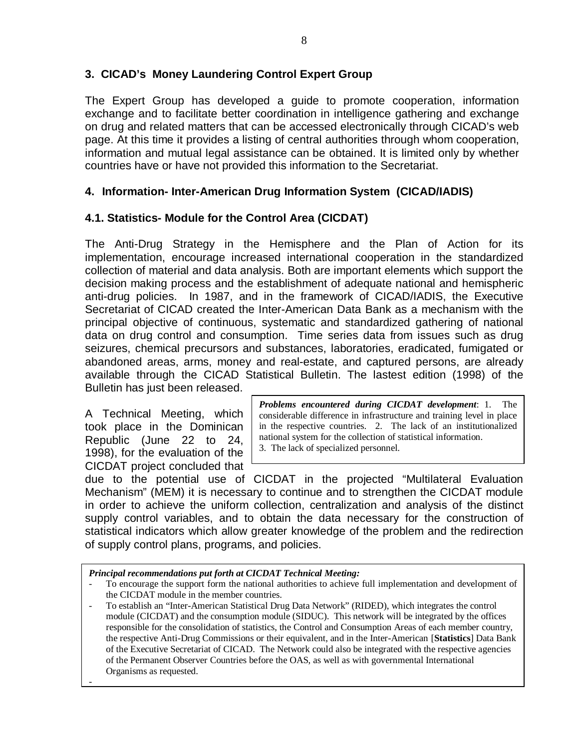### 3. CICAD's Money Laundering Control Expert Group

The Expert Group has developed a guide to promote cooperation, information exchange and to facilitate better coordination in intelligence gathering and exchange on drug and related matters that can be accessed electronically through CICAD's web page. At this time it provides a listing of central authorities through whom cooperation, information and mutual legal assistance can be obtained. It is limited only by whether countries have or have not provided this information to the Secretariat.

### 4. Information- Inter-American Drug Information System (CICAD/IADIS)

#### 4.1. Statistics- Module for the Control Area (CICDAT)

The Anti-Drug Strategy in the Hemisphere and the Plan of Action for its implementation, encourage increased international cooperation in the standardized collection of material and data analysis. Both are important elements which support the decision making process and the establishment of adequate national and hemispheric anti-drug policies. In 1987, and in the framework of CICAD/IADIS, the Executive Secretariat of CICAD created the Inter-American Data Bank as a mechanism with the principal objective of continuous, systematic and standardized gathering of national data on drug control and consumption. Time series data from issues such as drug seizures, chemical precursors and substances, laboratories, eradicated, fumigated or abandoned areas, arms, money and real-estate, and captured persons, are already available through the CICAD Statistical Bulletin. The lastest edition (1998) of the Bulletin has just been released.

A Technical Meeting, which took place in the Dominican Republic (June 22 to 24, 1998), for the evaluation of the CICDAT project concluded that due to the potential use of CICDAT in the projected "Multilateral Evaluation Mechanism" (MEM) it is necessary to continue and to strengthen the CICDAT module in order to achieve the uniform collection, centralization and analysis of the distinct supply control variables, and to obtain the data necessary for the construction of statistical indicators which allow greater knowledge of the problem and the redirection of supply control plans, programs, and policies.

> ***Problems encountered during CICDAT development***: 1. The considerable difference in infrastructure and training level in place in the respective countries. 2. The lack of an institutionalized national system for the collection of statistical information. 3. The lack of specialized personnel.

> ***Principal recommendations put forth at CICDAT Technical Meeting:***
>
> - To encourage the support form the national authorities to achieve full implementation and development of the CICDAT module in the member countries.
> - To establish an "Inter-American Statistical Drug Data Network" (RIDED), which integrates the control module (CICDAT) and the consumption module (SIDUC). This network will be integrated by the offices responsible for the consolidation of statistics, the Control and Consumption Areas of each member country, the respective Anti-Drug Commissions or their equivalent, and in the Inter-American [**Statistics**] Data Bank of the Executive Secretariat of CICAD. The Network could also be integrated with the respective agencies of the Permanent Observer Countries before the OAS, as well as with governmental International Organisms as requested.
> -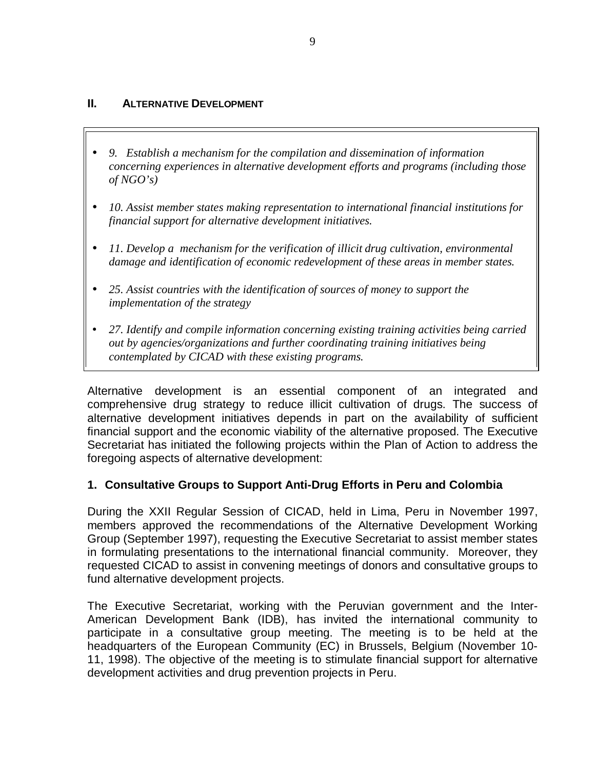## II. ALTERNATIVE DEVELOPMENT

- *9. Establish a mechanism for the compilation and dissemination of information concerning experiences in alternative development efforts and programs (including those of NGO's)*
- *10. Assist member states making representation to international financial institutions for financial support for alternative development initiatives.*
- *11. Develop a mechanism for the verification of illicit drug cultivation, environmental damage and identification of economic redevelopment of these areas in member states.*
- *25. Assist countries with the identification of sources of money to support the implementation of the strategy*
- *27. Identify and compile information concerning existing training activities being carried out by agencies/organizations and further coordinating training initiatives being contemplated by CICAD with these existing programs.*

Alternative development is an essential component of an integrated and comprehensive drug strategy to reduce illicit cultivation of drugs. The success of alternative development initiatives depends in part on the availability of sufficient financial support and the economic viability of the alternative proposed. The Executive Secretariat has initiated the following projects within the Plan of Action to address the foregoing aspects of alternative development:

### 1. Consultative Groups to Support Anti-Drug Efforts in Peru and Colombia

During the XXII Regular Session of CICAD, held in Lima, Peru in November 1997, members approved the recommendations of the Alternative Development Working Group (September 1997), requesting the Executive Secretariat to assist member states in formulating presentations to the international financial community. Moreover, they requested CICAD to assist in convening meetings of donors and consultative groups to fund alternative development projects.

The Executive Secretariat, working with the Peruvian government and the Inter-American Development Bank (IDB), has invited the international community to participate in a consultative group meeting. The meeting is to be held at the headquarters of the European Community (EC) in Brussels, Belgium (November 10-11, 1998). The objective of the meeting is to stimulate financial support for alternative development activities and drug prevention projects in Peru.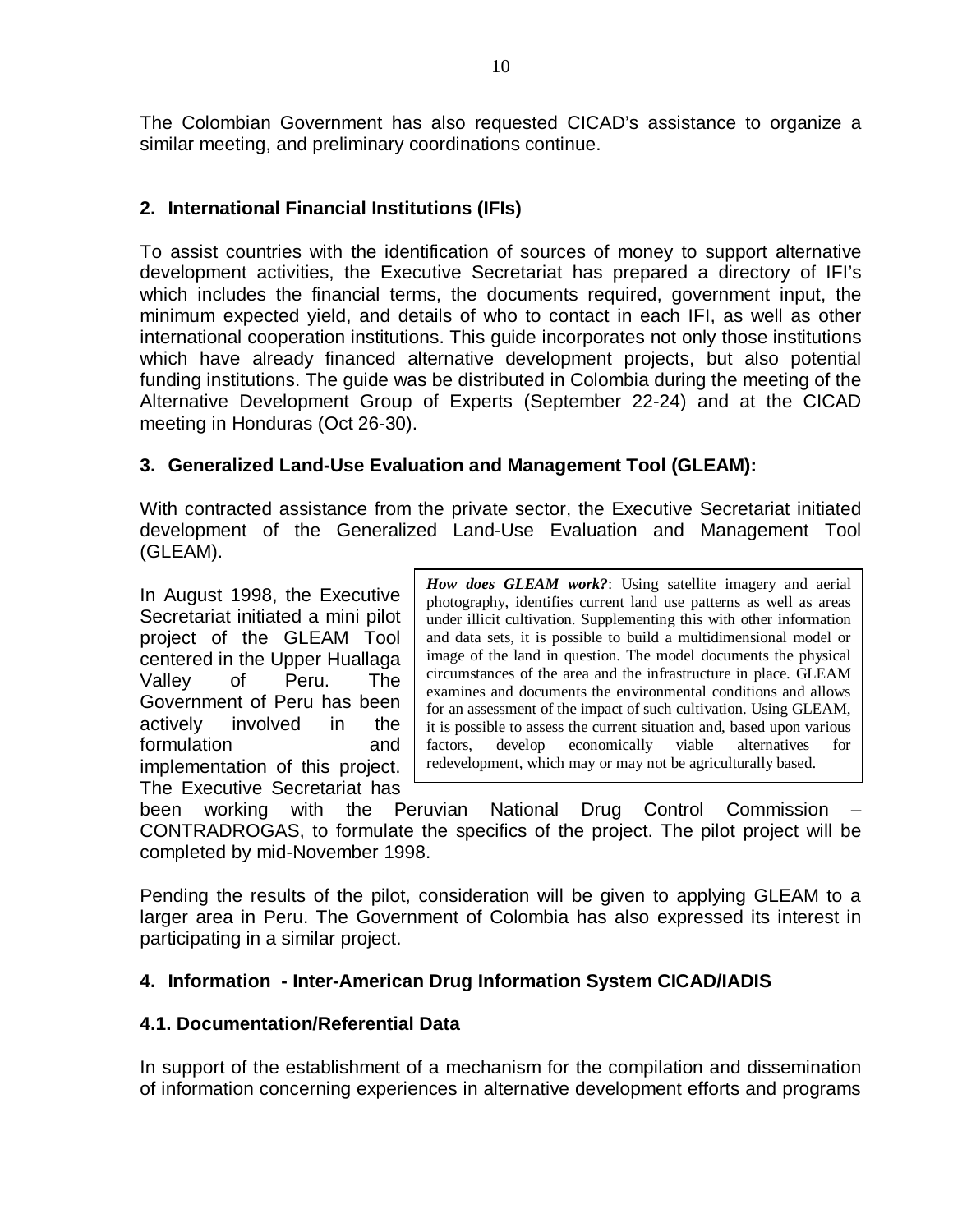The Colombian Government has also requested CICAD's assistance to organize a similar meeting, and preliminary coordinations continue.

### 2. International Financial Institutions (IFIs)

To assist countries with the identification of sources of money to support alternative development activities, the Executive Secretariat has prepared a directory of IFI's which includes the financial terms, the documents required, government input, the minimum expected yield, and details of who to contact in each IFI, as well as other international cooperation institutions. This guide incorporates not only those institutions which have already financed alternative development projects, but also potential funding institutions. The guide was be distributed in Colombia during the meeting of the Alternative Development Group of Experts (September 22-24) and at the CICAD meeting in Honduras (Oct 26-30).

### 3. Generalized Land-Use Evaluation and Management Tool (GLEAM):

With contracted assistance from the private sector, the Executive Secretariat initiated development of the Generalized Land-Use Evaluation and Management Tool (GLEAM).

In August 1998, the Executive Secretariat initiated a mini pilot project of the GLEAM Tool centered in the Upper Huallaga Valley of Peru. The Government of Peru has been actively involved in the formulation and implementation of this project. The Executive Secretariat has been working with the Peruvian National Drug Control Commission – CONTRADROGAS, to formulate the specifics of the project. The pilot project will be completed by mid-November 1998.

> ***How does GLEAM work?***: Using satellite imagery and aerial photography, identifies current land use patterns as well as areas under illicit cultivation. Supplementing this with other information and data sets, it is possible to build a multidimensional model or image of the land in question. The model documents the physical circumstances of the area and the infrastructure in place. GLEAM examines and documents the environmental conditions and allows for an assessment of the impact of such cultivation. Using GLEAM, it is possible to assess the current situation and, based upon various factors, develop economically viable alternatives for redevelopment, which may or may not be agriculturally based.

Pending the results of the pilot, consideration will be given to applying GLEAM to a larger area in Peru. The Government of Colombia has also expressed its interest in participating in a similar project.

### 4. Information - Inter-American Drug Information System CICAD/IADIS

#### 4.1. Documentation/Referential Data

In support of the establishment of a mechanism for the compilation and dissemination of information concerning experiences in alternative development efforts and programs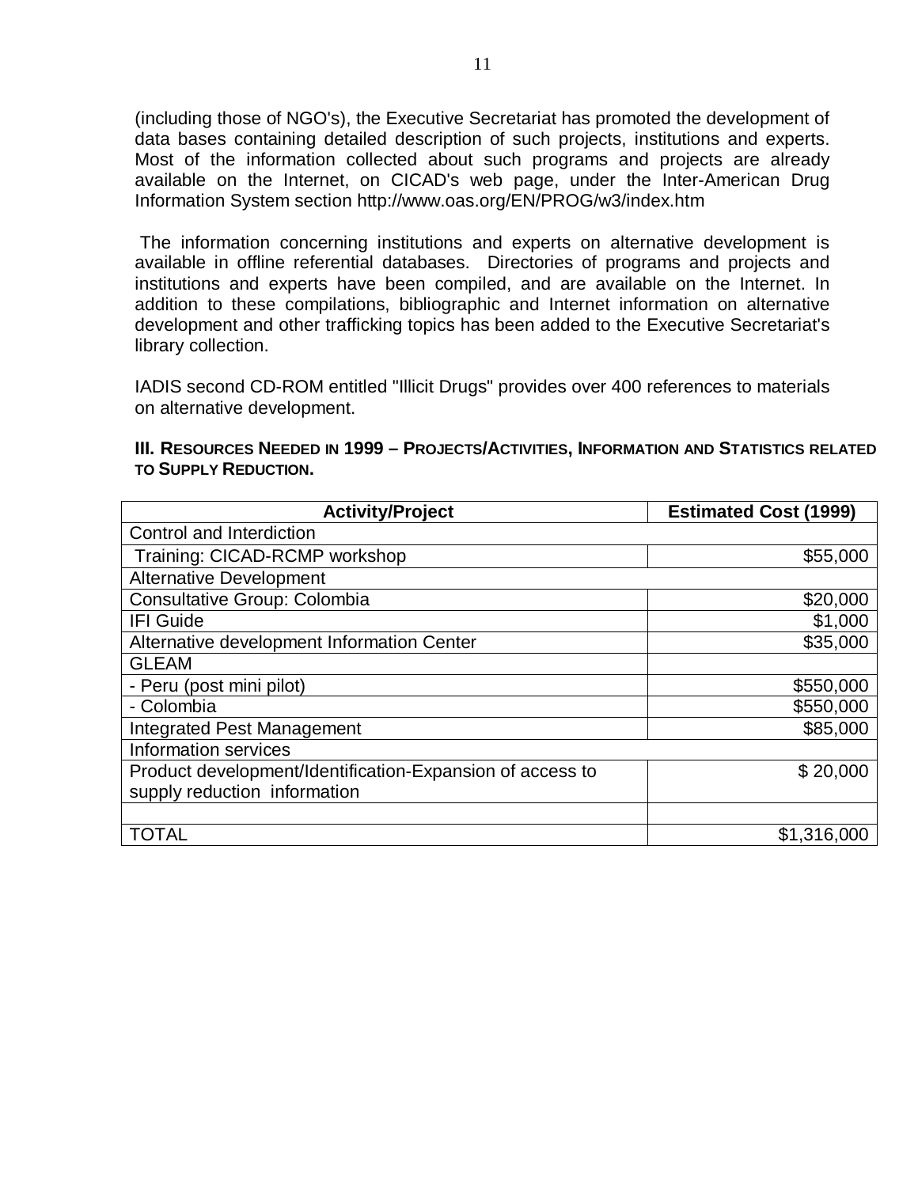(including those of NGO's), the Executive Secretariat has promoted the development of data bases containing detailed description of such projects, institutions and experts. Most of the information collected about such programs and projects are already available on the Internet, on CICAD's web page, under the Inter-American Drug Information System section http://www.oas.org/EN/PROG/w3/index.htm

The information concerning institutions and experts on alternative development is available in offline referential databases. Directories of programs and projects and institutions and experts have been compiled, and are available on the Internet. In addition to these compilations, bibliographic and Internet information on alternative development and other trafficking topics has been added to the Executive Secretariat's library collection.

IADIS second CD-ROM entitled "Illicit Drugs" provides over 400 references to materials on alternative development.

**III. RESOURCES NEEDED IN 1999 – PROJECTS/ACTIVITIES, INFORMATION AND STATISTICS RELATED TO SUPPLY REDUCTION.**

| Activity/Project | Estimated Cost (1999) |
|---|---|
| Control and Interdiction | |
| Training: CICAD-RCMP workshop | $55,000 |
| Alternative Development | |
| Consultative Group: Colombia | $20,000 |
| IFI Guide | $1,000 |
| Alternative development Information Center | $35,000 |
| GLEAM | |
| - Peru (post mini pilot) | $550,000 |
| - Colombia | $550,000 |
| Integrated Pest Management | $85,000 |
| Information services | |
| Product development/Identification-Expansion of access to supply reduction information | $ 20,000 |
| | |
| TOTAL | $1,316,000 |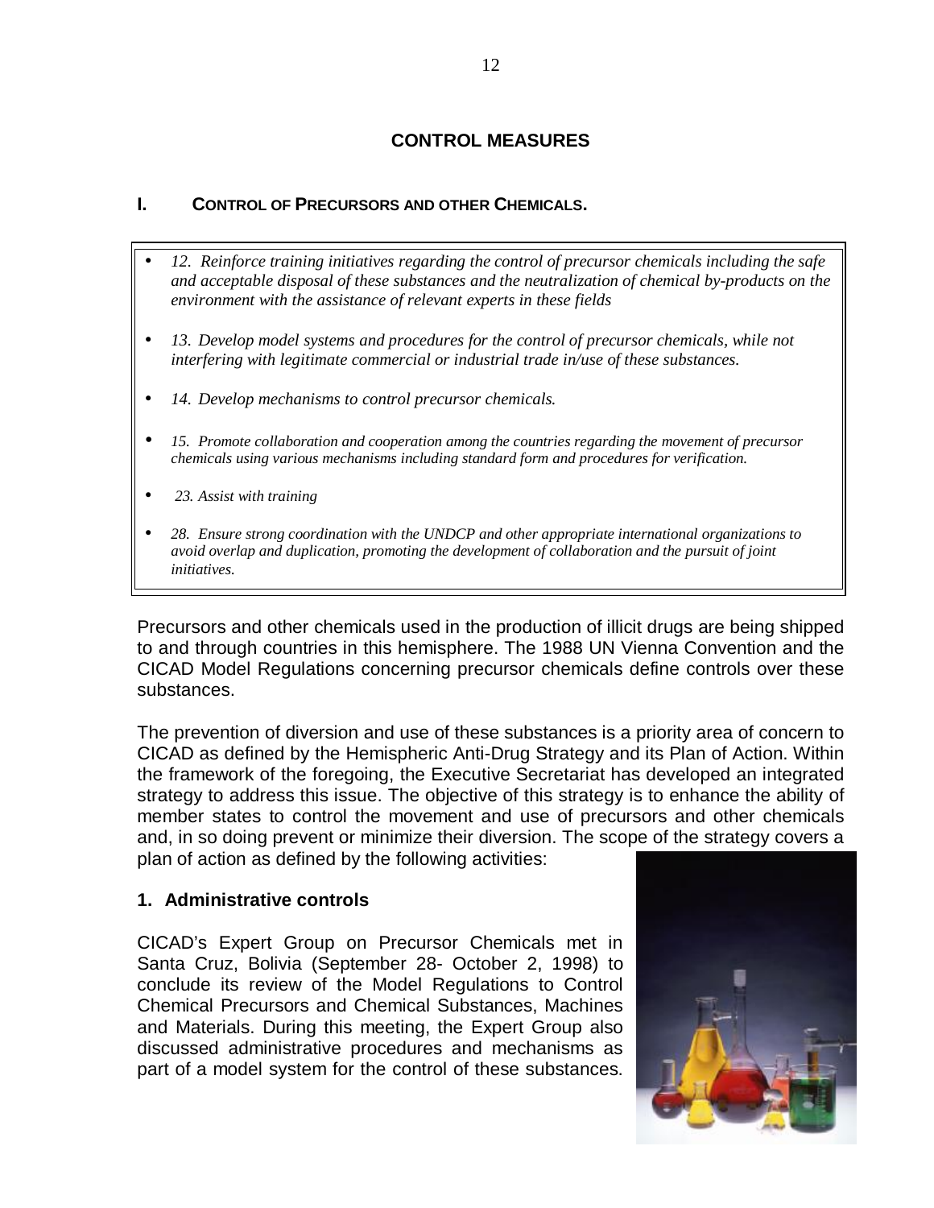# CONTROL MEASURES

## I. CONTROL OF PRECURSORS AND OTHER CHEMICALS.

- *12. Reinforce training initiatives regarding the control of precursor chemicals including the safe and acceptable disposal of these substances and the neutralization of chemical by-products on the environment with the assistance of relevant experts in these fields*
- *13. Develop model systems and procedures for the control of precursor chemicals, while not interfering with legitimate commercial or industrial trade in/use of these substances.*
- *14. Develop mechanisms to control precursor chemicals.*
- *15. Promote collaboration and cooperation among the countries regarding the movement of precursor chemicals using various mechanisms including standard form and procedures for verification.*
- *23. Assist with training*
- *28. Ensure strong coordination with the UNDCP and other appropriate international organizations to avoid overlap and duplication, promoting the development of collaboration and the pursuit of joint initiatives.*

Precursors and other chemicals used in the production of illicit drugs are being shipped to and through countries in this hemisphere. The 1988 UN Vienna Convention and the CICAD Model Regulations concerning precursor chemicals define controls over these substances.

The prevention of diversion and use of these substances is a priority area of concern to CICAD as defined by the Hemispheric Anti-Drug Strategy and its Plan of Action. Within the framework of the foregoing, the Executive Secretariat has developed an integrated strategy to address this issue. The objective of this strategy is to enhance the ability of member states to control the movement and use of precursors and other chemicals and, in so doing prevent or minimize their diversion. The scope of the strategy covers a plan of action as defined by the following activities:

### 1. Administrative controls

CICAD's Expert Group on Precursor Chemicals met in Santa Cruz, Bolivia (September 28- October 2, 1998) to conclude its review of the Model Regulations to Control Chemical Precursors and Chemical Substances, Machines and Materials. During this meeting, the Expert Group also discussed administrative procedures and mechanisms as part of a model system for the control of these substances.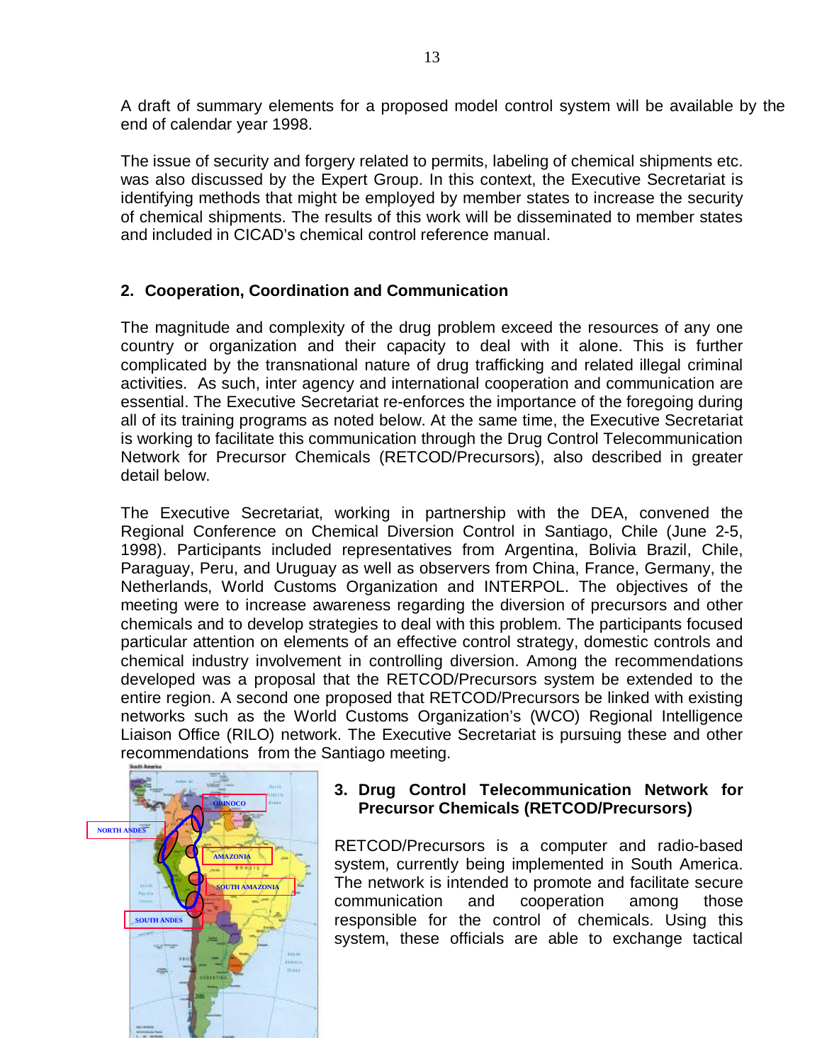A draft of summary elements for a proposed model control system will be available by the end of calendar year 1998.

The issue of security and forgery related to permits, labeling of chemical shipments etc. was also discussed by the Expert Group. In this context, the Executive Secretariat is identifying methods that might be employed by member states to increase the security of chemical shipments. The results of this work will be disseminated to member states and included in CICAD's chemical control reference manual.

## 2. Cooperation, Coordination and Communication

The magnitude and complexity of the drug problem exceed the resources of any one country or organization and their capacity to deal with it alone. This is further complicated by the transnational nature of drug trafficking and related illegal criminal activities. As such, inter agency and international cooperation and communication are essential. The Executive Secretariat re-enforces the importance of the foregoing during all of its training programs as noted below. At the same time, the Executive Secretariat is working to facilitate this communication through the Drug Control Telecommunication Network for Precursor Chemicals (RETCOD/Precursors), also described in greater detail below.

The Executive Secretariat, working in partnership with the DEA, convened the Regional Conference on Chemical Diversion Control in Santiago, Chile (June 2-5, 1998). Participants included representatives from Argentina, Bolivia Brazil, Chile, Paraguay, Peru, and Uruguay as well as observers from China, France, Germany, the Netherlands, World Customs Organization and INTERPOL. The objectives of the meeting were to increase awareness regarding the diversion of precursors and other chemicals and to develop strategies to deal with this problem. The participants focused particular attention on elements of an effective control strategy, domestic controls and chemical industry involvement in controlling diversion. Among the recommendations developed was a proposal that the RETCOD/Precursors system be extended to the entire region. A second one proposed that RETCOD/Precursors be linked with existing networks such as the World Customs Organization's (WCO) Regional Intelligence Liaison Office (RILO) network. The Executive Secretariat is pursuing these and other recommendations from the Santiago meeting.

## 3. Drug Control Telecommunication Network for Precursor Chemicals (RETCOD/Precursors)

RETCOD/Precursors is a computer and radio-based system, currently being implemented in South America. The network is intended to promote and facilitate secure communication and cooperation among those responsible for the control of chemicals. Using this system, these officials are able to exchange tactical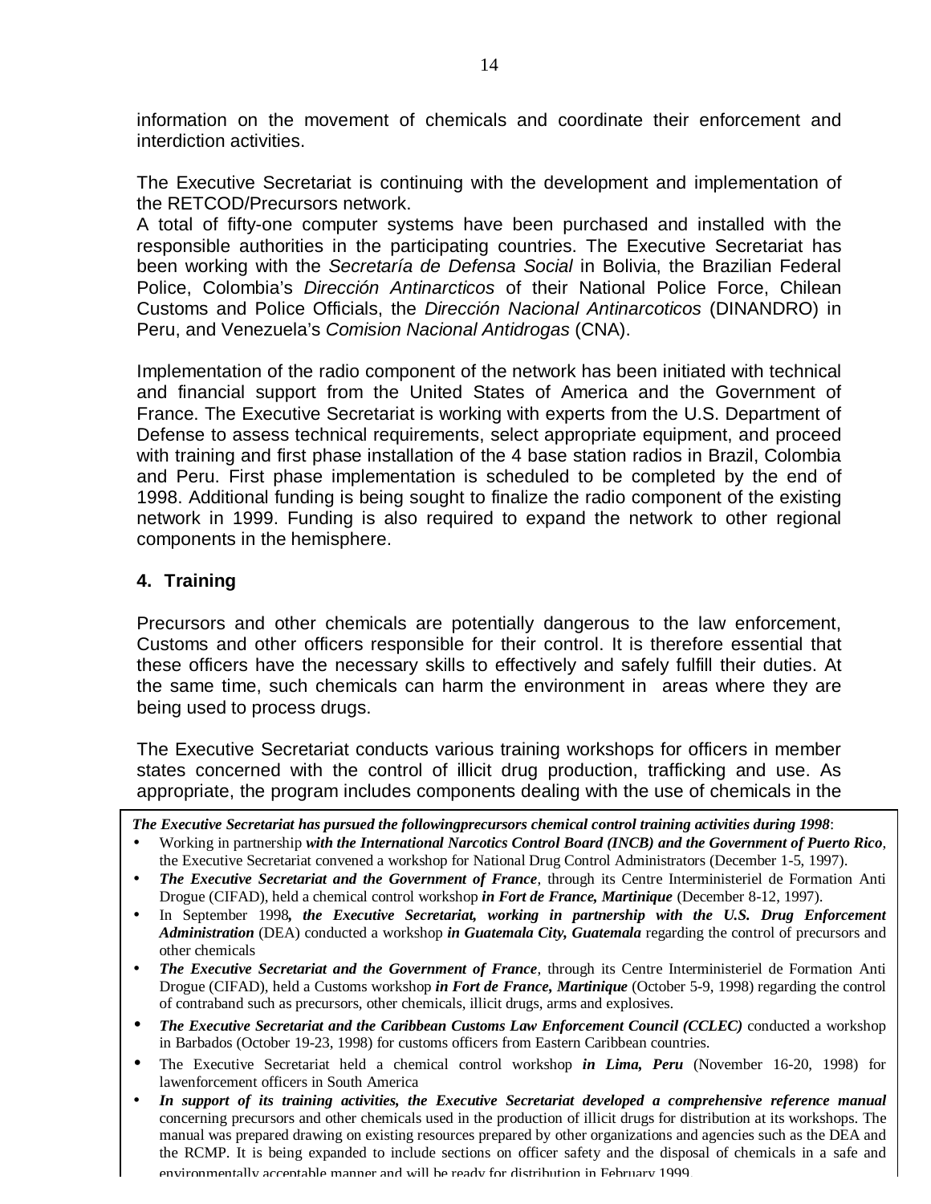information on the movement of chemicals and coordinate their enforcement and interdiction activities.

The Executive Secretariat is continuing with the development and implementation of the RETCOD/Precursors network.
A total of fifty-one computer systems have been purchased and installed with the responsible authorities in the participating countries. The Executive Secretariat has been working with the *Secretaría de Defensa Social* in Bolivia, the Brazilian Federal Police, Colombia's *Dirección Antinarcticos* of their National Police Force, Chilean Customs and Police Officials, the *Dirección Nacional Antinarcoticos* (DINANDRO) in Peru, and Venezuela's *Comision Nacional Antidrogas* (CNA).

Implementation of the radio component of the network has been initiated with technical and financial support from the United States of America and the Government of France. The Executive Secretariat is working with experts from the U.S. Department of Defense to assess technical requirements, select appropriate equipment, and proceed with training and first phase installation of the 4 base station radios in Brazil, Colombia and Peru. First phase implementation is scheduled to be completed by the end of 1998. Additional funding is being sought to finalize the radio component of the existing network in 1999. Funding is also required to expand the network to other regional components in the hemisphere.

### 4. Training

Precursors and other chemicals are potentially dangerous to the law enforcement, Customs and other officers responsible for their control. It is therefore essential that these officers have the necessary skills to effectively and safely fulfill their duties. At the same time, such chemicals can harm the environment in areas where they are being used to process drugs.

The Executive Secretariat conducts various training workshops for officers in member states concerned with the control of illicit drug production, trafficking and use. As appropriate, the program includes components dealing with the use of chemicals in the

***The Executive Secretariat has pursued the followingprecursors chemical control training activities during 1998***:

- Working in partnership ***with the International Narcotics Control Board (INCB) and the Government of Puerto Rico***, the Executive Secretariat convened a workshop for National Drug Control Administrators (December 1-5, 1997).
- ***The Executive Secretariat and the Government of France***, through its Centre Interministeriel de Formation Anti Drogue (CIFAD), held a chemical control workshop ***in Fort de France, Martinique*** (December 8-12, 1997).
- In September 1998***, the Executive Secretariat, working in partnership with the U.S. Drug Enforcement Administration*** (DEA) conducted a workshop ***in Guatemala City, Guatemala*** regarding the control of precursors and other chemicals
- ***The Executive Secretariat and the Government of France***, through its Centre Interministeriel de Formation Anti Drogue (CIFAD), held a Customs workshop ***in Fort de France, Martinique*** (October 5-9, 1998) regarding the control of contraband such as precursors, other chemicals, illicit drugs, arms and explosives.
- ***The Executive Secretariat and the Caribbean Customs Law Enforcement Council (CCLEC)*** conducted a workshop in Barbados (October 19-23, 1998) for customs officers from Eastern Caribbean countries.
- The Executive Secretariat held a chemical control workshop ***in Lima, Peru*** (November 16-20, 1998) for lawenforcement officers in South America
- ***In support of its training activities, the Executive Secretariat developed a comprehensive reference manual*** concerning precursors and other chemicals used in the production of illicit drugs for distribution at its workshops. The manual was prepared drawing on existing resources prepared by other organizations and agencies such as the DEA and the RCMP. It is being expanded to include sections on officer safety and the disposal of chemicals in a safe and environmentally acceptable manner and will be ready for distribution in February 1999.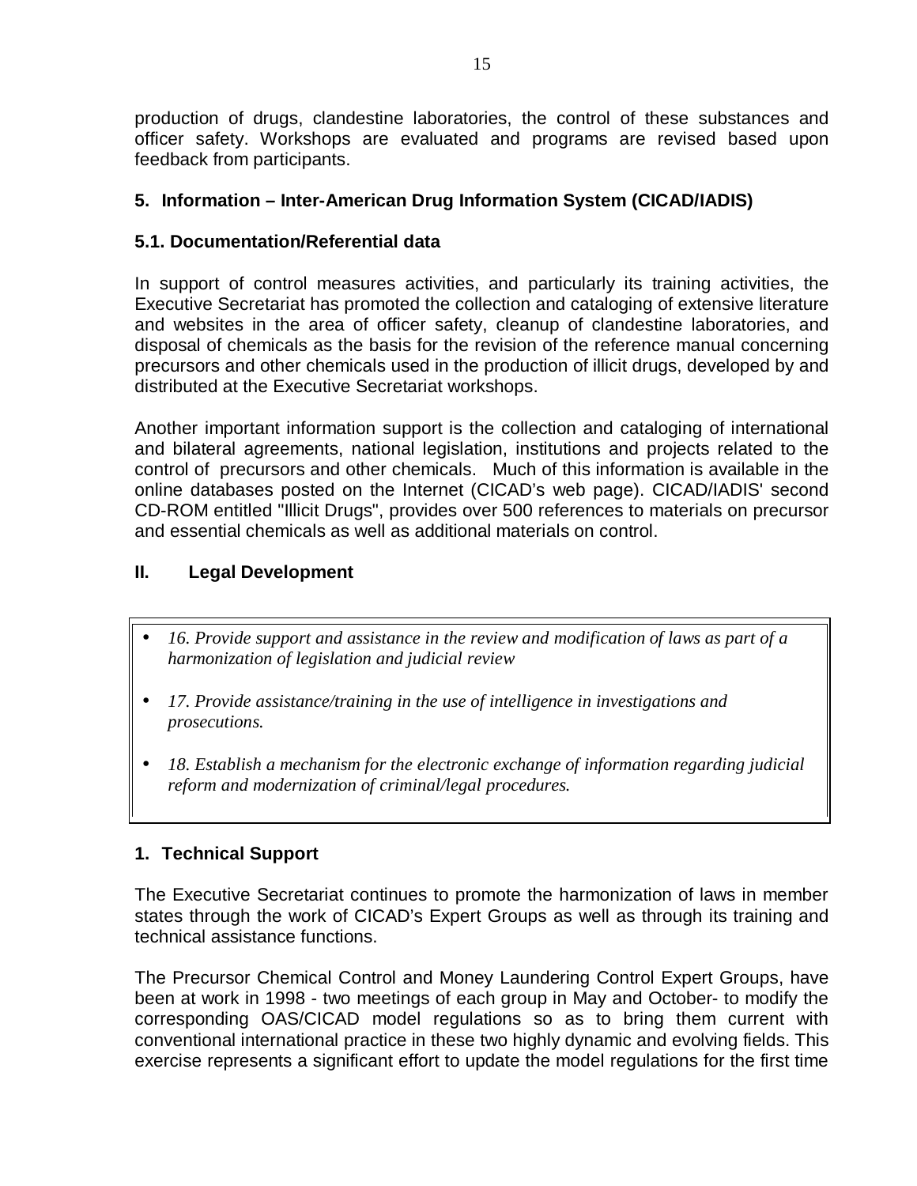production of drugs, clandestine laboratories, the control of these substances and officer safety. Workshops are evaluated and programs are revised based upon feedback from participants.

### 5. Information – Inter-American Drug Information System (CICAD/IADIS)

#### 5.1. Documentation/Referential data

In support of control measures activities, and particularly its training activities, the Executive Secretariat has promoted the collection and cataloging of extensive literature and websites in the area of officer safety, cleanup of clandestine laboratories, and disposal of chemicals as the basis for the revision of the reference manual concerning precursors and other chemicals used in the production of illicit drugs, developed by and distributed at the Executive Secretariat workshops.

Another important information support is the collection and cataloging of international and bilateral agreements, national legislation, institutions and projects related to the control of precursors and other chemicals. Much of this information is available in the online databases posted on the Internet (CICAD's web page). CICAD/IADIS' second CD-ROM entitled "Illicit Drugs", provides over 500 references to materials on precursor and essential chemicals as well as additional materials on control.

## II. Legal Development

- *16. Provide support and assistance in the review and modification of laws as part of a harmonization of legislation and judicial review*
- *17. Provide assistance/training in the use of intelligence in investigations and prosecutions.*
- *18. Establish a mechanism for the electronic exchange of information regarding judicial reform and modernization of criminal/legal procedures.*

### 1. Technical Support

The Executive Secretariat continues to promote the harmonization of laws in member states through the work of CICAD's Expert Groups as well as through its training and technical assistance functions.

The Precursor Chemical Control and Money Laundering Control Expert Groups, have been at work in 1998 - two meetings of each group in May and October- to modify the corresponding OAS/CICAD model regulations so as to bring them current with conventional international practice in these two highly dynamic and evolving fields. This exercise represents a significant effort to update the model regulations for the first time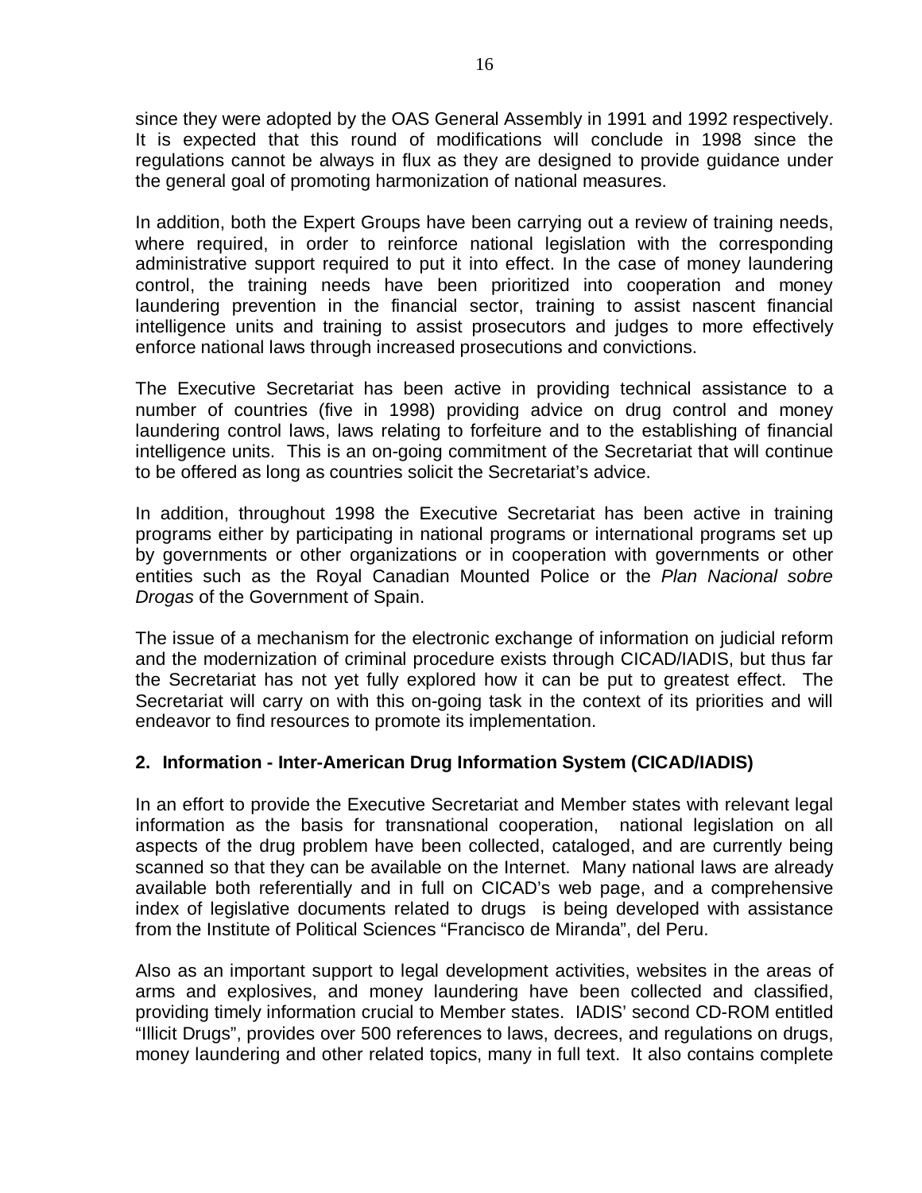since they were adopted by the OAS General Assembly in 1991 and 1992 respectively. It is expected that this round of modifications will conclude in 1998 since the regulations cannot be always in flux as they are designed to provide guidance under the general goal of promoting harmonization of national measures.

In addition, both the Expert Groups have been carrying out a review of training needs, where required, in order to reinforce national legislation with the corresponding administrative support required to put it into effect. In the case of money laundering control, the training needs have been prioritized into cooperation and money laundering prevention in the financial sector, training to assist nascent financial intelligence units and training to assist prosecutors and judges to more effectively enforce national laws through increased prosecutions and convictions.

The Executive Secretariat has been active in providing technical assistance to a number of countries (five in 1998) providing advice on drug control and money laundering control laws, laws relating to forfeiture and to the establishing of financial intelligence units. This is an on-going commitment of the Secretariat that will continue to be offered as long as countries solicit the Secretariat's advice.

In addition, throughout 1998 the Executive Secretariat has been active in training programs either by participating in national programs or international programs set up by governments or other organizations or in cooperation with governments or other entities such as the Royal Canadian Mounted Police or the *Plan Nacional sobre Drogas* of the Government of Spain.

The issue of a mechanism for the electronic exchange of information on judicial reform and the modernization of criminal procedure exists through CICAD/IADIS, but thus far the Secretariat has not yet fully explored how it can be put to greatest effect. The Secretariat will carry on with this on-going task in the context of its priorities and will endeavor to find resources to promote its implementation.

## 2. Information - Inter-American Drug Information System (CICAD/IADIS)

In an effort to provide the Executive Secretariat and Member states with relevant legal information as the basis for transnational cooperation, national legislation on all aspects of the drug problem have been collected, cataloged, and are currently being scanned so that they can be available on the Internet. Many national laws are already available both referentially and in full on CICAD's web page, and a comprehensive index of legislative documents related to drugs is being developed with assistance from the Institute of Political Sciences "Francisco de Miranda", del Peru.

Also as an important support to legal development activities, websites in the areas of arms and explosives, and money laundering have been collected and classified, providing timely information crucial to Member states. IADIS' second CD-ROM entitled "Illicit Drugs", provides over 500 references to laws, decrees, and regulations on drugs, money laundering and other related topics, many in full text. It also contains complete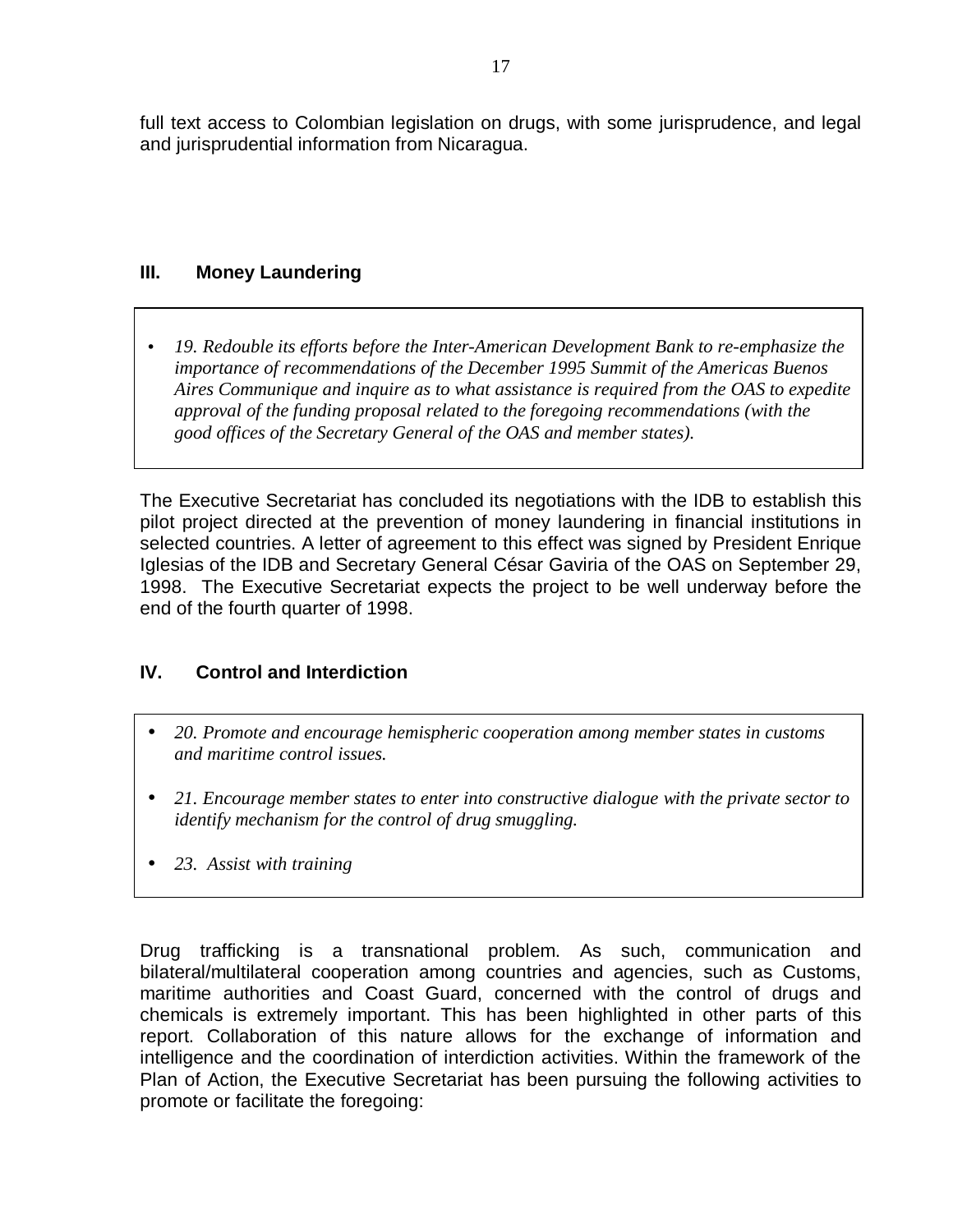full text access to Colombian legislation on drugs, with some jurisprudence, and legal and jurisprudential information from Nicaragua.

## III. Money Laundering

- *19. Redouble its efforts before the Inter-American Development Bank to re-emphasize the importance of recommendations of the December 1995 Summit of the Americas Buenos Aires Communique and inquire as to what assistance is required from the OAS to expedite approval of the funding proposal related to the foregoing recommendations (with the good offices of the Secretary General of the OAS and member states).*

The Executive Secretariat has concluded its negotiations with the IDB to establish this pilot project directed at the prevention of money laundering in financial institutions in selected countries. A letter of agreement to this effect was signed by President Enrique Iglesias of the IDB and Secretary General César Gaviria of the OAS on September 29, 1998. The Executive Secretariat expects the project to be well underway before the end of the fourth quarter of 1998.

## IV. Control and Interdiction

- *20. Promote and encourage hemispheric cooperation among member states in customs and maritime control issues.*
- *21. Encourage member states to enter into constructive dialogue with the private sector to identify mechanism for the control of drug smuggling.*
- *23. Assist with training*

Drug trafficking is a transnational problem. As such, communication and bilateral/multilateral cooperation among countries and agencies, such as Customs, maritime authorities and Coast Guard, concerned with the control of drugs and chemicals is extremely important. This has been highlighted in other parts of this report. Collaboration of this nature allows for the exchange of information and intelligence and the coordination of interdiction activities. Within the framework of the Plan of Action, the Executive Secretariat has been pursuing the following activities to promote or facilitate the foregoing: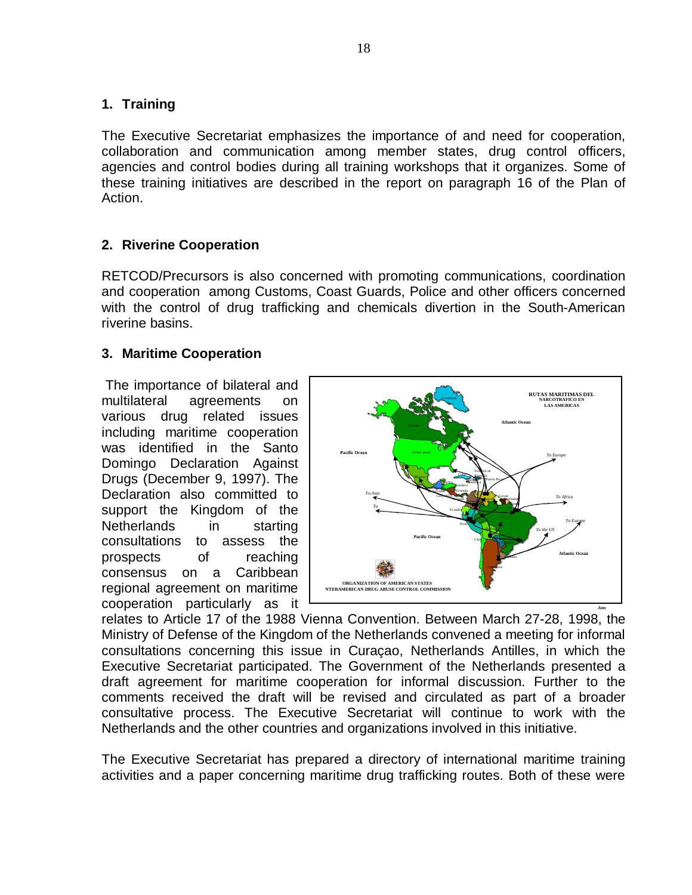## 1. Training

The Executive Secretariat emphasizes the importance of and need for cooperation, collaboration and communication among member states, drug control officers, agencies and control bodies during all training workshops that it organizes. Some of these training initiatives are described in the report on paragraph 16 of the Plan of Action.

## 2. Riverine Cooperation

RETCOD/Precursors is also concerned with promoting communications, coordination and cooperation among Customs, Coast Guards, Police and other officers concerned with the control of drug trafficking and chemicals divertion in the South-American riverine basins.

## 3. Maritime Cooperation

The importance of bilateral and multilateral agreements on various drug related issues including maritime cooperation was identified in the Santo Domingo Declaration Against Drugs (December 9, 1997). The Declaration also committed to support the Kingdom of the Netherlands in starting consultations to assess the prospects of reaching consensus on a Caribbean regional agreement on maritime cooperation particularly as it relates to Article 17 of the 1988 Vienna Convention. Between March 27-28, 1998, the Ministry of Defense of the Kingdom of the Netherlands convened a meeting for informal consultations concerning this issue in Curaçao, Netherlands Antilles, in which the Executive Secretariat participated. The Government of the Netherlands presented a draft agreement for maritime cooperation for informal discussion. Further to the comments received the draft will be revised and circulated as part of a broader consultative process. The Executive Secretariat will continue to work with the Netherlands and the other countries and organizations involved in this initiative.

The Executive Secretariat has prepared a directory of international maritime training activities and a paper concerning maritime drug trafficking routes. Both of these were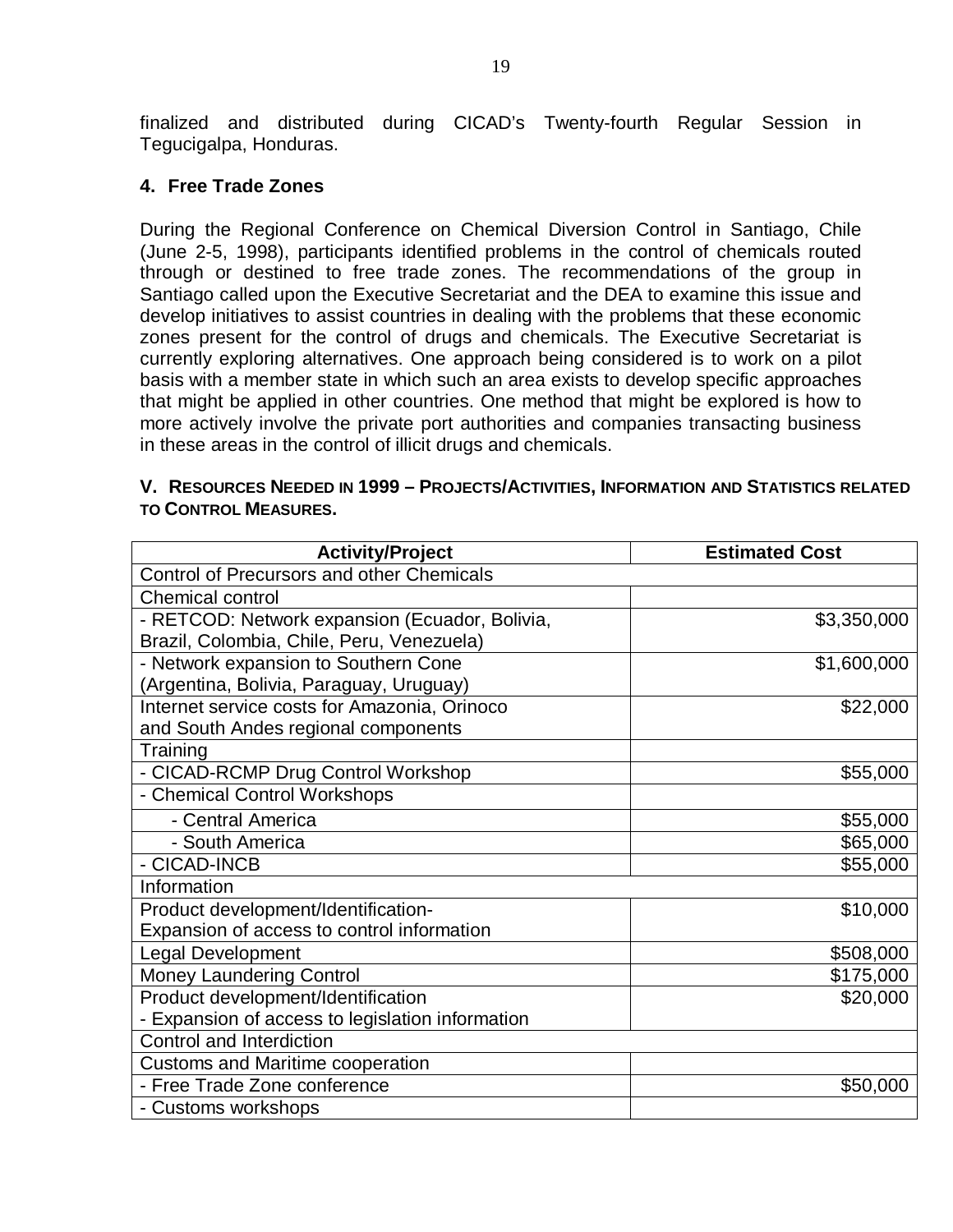finalized and distributed during CICAD's Twenty-fourth Regular Session in Tegucigalpa, Honduras.

### 4. Free Trade Zones

During the Regional Conference on Chemical Diversion Control in Santiago, Chile (June 2-5, 1998), participants identified problems in the control of chemicals routed through or destined to free trade zones. The recommendations of the group in Santiago called upon the Executive Secretariat and the DEA to examine this issue and develop initiatives to assist countries in dealing with the problems that these economic zones present for the control of drugs and chemicals. The Executive Secretariat is currently exploring alternatives. One approach being considered is to work on a pilot basis with a member state in which such an area exists to develop specific approaches that might be applied in other countries. One method that might be explored is how to more actively involve the private port authorities and companies transacting business in these areas in the control of illicit drugs and chemicals.

## V. Resources Needed in 1999 – Projects/Activities, Information and Statistics related to Control Measures.

| Activity/Project | Estimated Cost |
|---|---|
| Control of Precursors and other Chemicals | |
| Chemical control | |
| - RETCOD: Network expansion (Ecuador, Bolivia, Brazil, Colombia, Chile, Peru, Venezuela) | $3,350,000 |
| - Network expansion to Southern Cone (Argentina, Bolivia, Paraguay, Uruguay) | $1,600,000 |
| Internet service costs for Amazonia, Orinoco and South Andes regional components | $22,000 |
| Training | |
| - CICAD-RCMP Drug Control Workshop | $55,000 |
| - Chemical Control Workshops | |
| - Central America | $55,000 |
| - South America | $65,000 |
| - CICAD-INCB | $55,000 |
| Information | |
| Product development/Identification-Expansion of access to control information | $10,000 |
| Legal Development | $508,000 |
| Money Laundering Control | $175,000 |
| Product development/Identification - Expansion of access to legislation information | $20,000 |
| Control and Interdiction | |
| Customs and Maritime cooperation | |
| - Free Trade Zone conference | $50,000 |
| - Customs workshops | |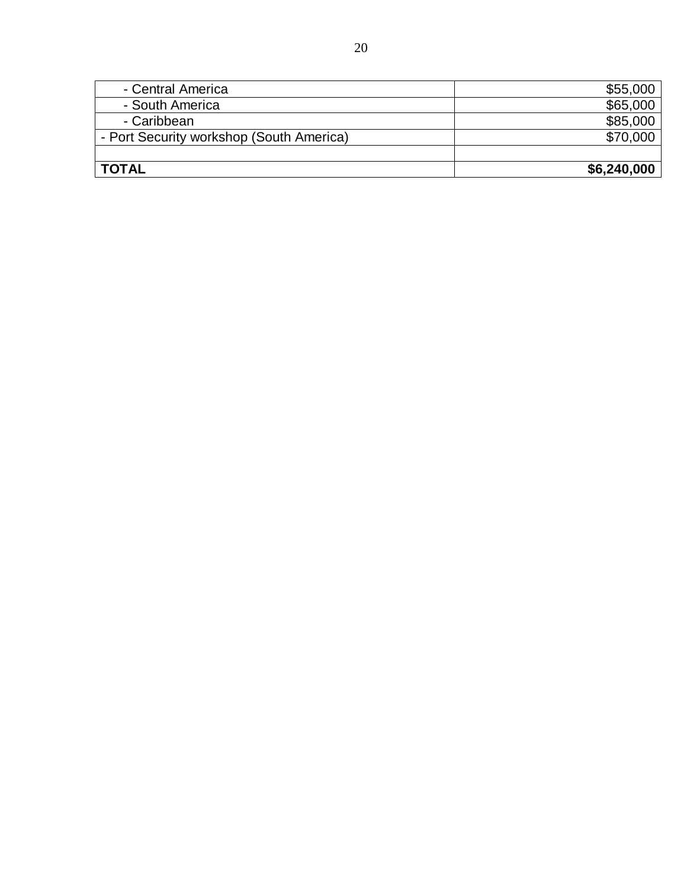| | |
|---|---|
| - Central America | $55,000 |
| - South America | $65,000 |
| - Caribbean | $85,000 |
| - Port Security workshop (South America) | $70,000 |
| | |
| **TOTAL** | **$6,240,000** |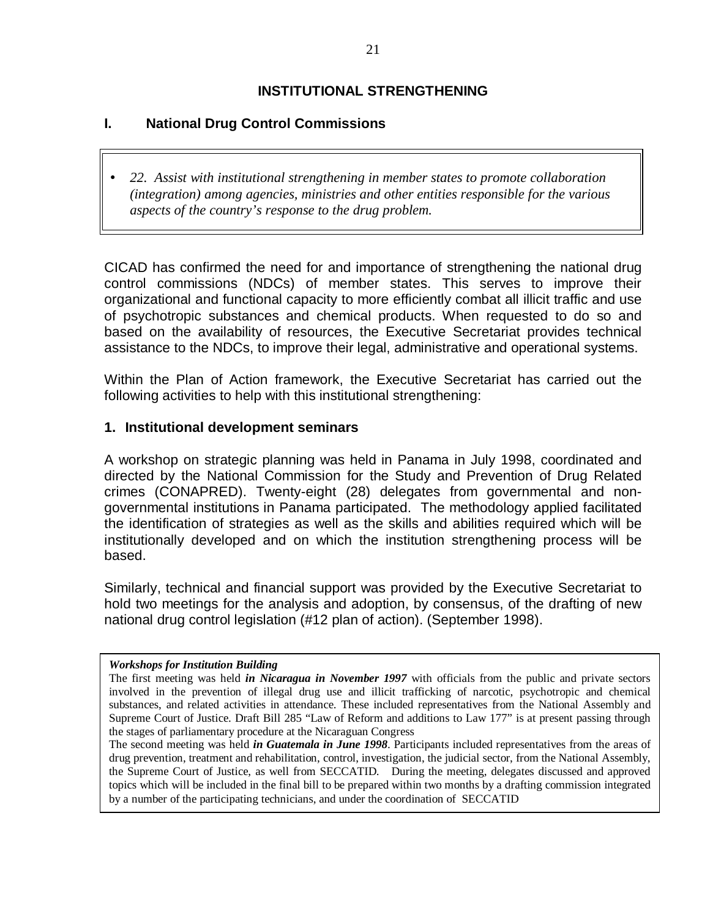## INSTITUTIONAL STRENGTHENING

### I. National Drug Control Commissions

> • *22. Assist with institutional strengthening in member states to promote collaboration (integration) among agencies, ministries and other entities responsible for the various aspects of the country's response to the drug problem.*

CICAD has confirmed the need for and importance of strengthening the national drug control commissions (NDCs) of member states. This serves to improve their organizational and functional capacity to more efficiently combat all illicit traffic and use of psychotropic substances and chemical products. When requested to do so and based on the availability of resources, the Executive Secretariat provides technical assistance to the NDCs, to improve their legal, administrative and operational systems.

Within the Plan of Action framework, the Executive Secretariat has carried out the following activities to help with this institutional strengthening:

#### 1. Institutional development seminars

A workshop on strategic planning was held in Panama in July 1998, coordinated and directed by the National Commission for the Study and Prevention of Drug Related crimes (CONAPRED). Twenty-eight (28) delegates from governmental and non-governmental institutions in Panama participated. The methodology applied facilitated the identification of strategies as well as the skills and abilities required which will be institutionally developed and on which the institution strengthening process will be based.

Similarly, technical and financial support was provided by the Executive Secretariat to hold two meetings for the analysis and adoption, by consensus, of the drafting of new national drug control legislation (#12 plan of action). (September 1998).

> ***Workshops for Institution Building***
>
> The first meeting was held ***in Nicaragua in November 1997*** with officials from the public and private sectors involved in the prevention of illegal drug use and illicit trafficking of narcotic, psychotropic and chemical substances, and related activities in attendance. These included representatives from the National Assembly and Supreme Court of Justice. Draft Bill 285 "Law of Reform and additions to Law 177" is at present passing through the stages of parliamentary procedure at the Nicaraguan Congress
>
> The second meeting was held ***in Guatemala in June 1998***. Participants included representatives from the areas of drug prevention, treatment and rehabilitation, control, investigation, the judicial sector, from the National Assembly, the Supreme Court of Justice, as well from SECCATID. During the meeting, delegates discussed and approved topics which will be included in the final bill to be prepared within two months by a drafting commission integrated by a number of the participating technicians, and under the coordination of SECCATID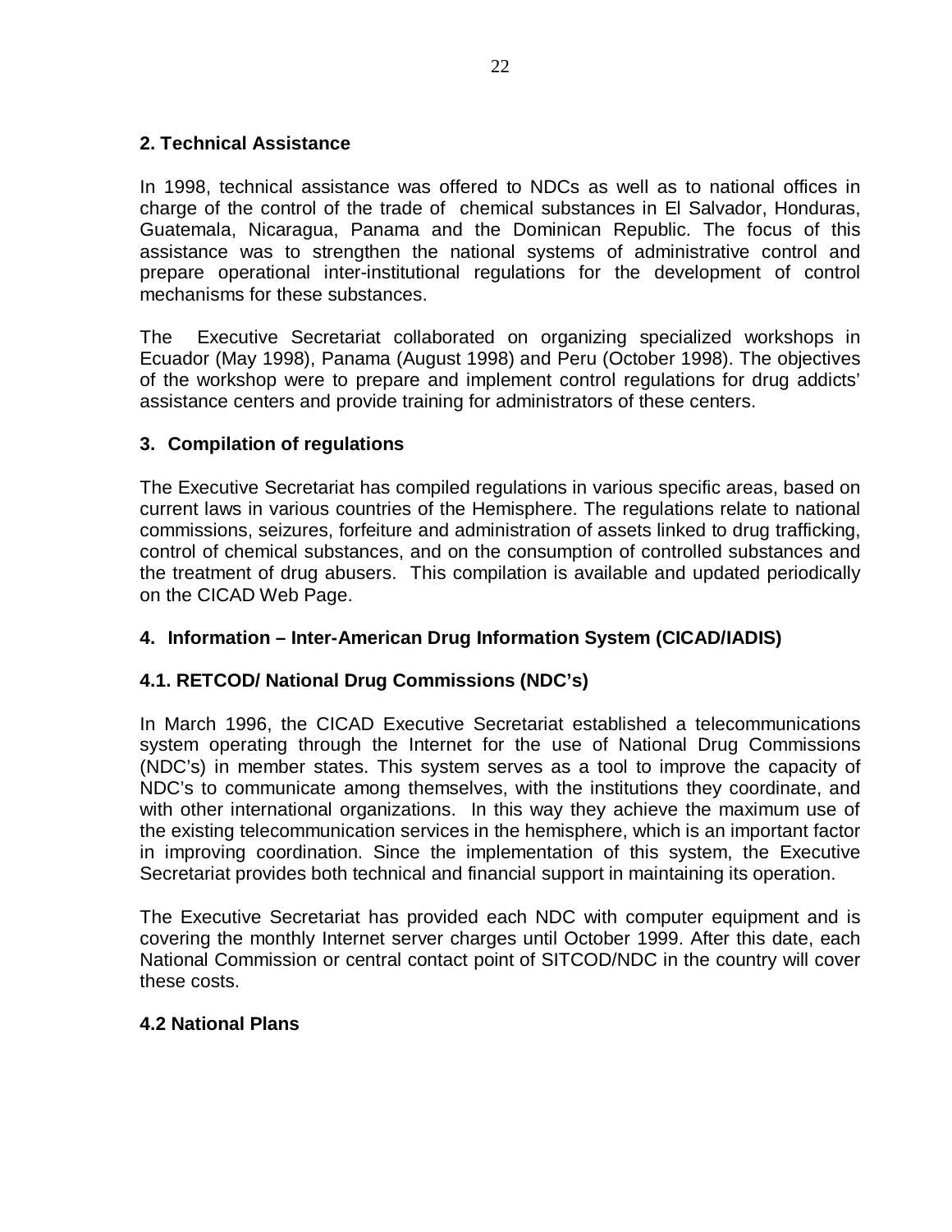## 2. Technical Assistance

In 1998, technical assistance was offered to NDCs as well as to national offices in charge of the control of the trade of chemical substances in El Salvador, Honduras, Guatemala, Nicaragua, Panama and the Dominican Republic. The focus of this assistance was to strengthen the national systems of administrative control and prepare operational inter-institutional regulations for the development of control mechanisms for these substances.

The Executive Secretariat collaborated on organizing specialized workshops in Ecuador (May 1998), Panama (August 1998) and Peru (October 1998). The objectives of the workshop were to prepare and implement control regulations for drug addicts' assistance centers and provide training for administrators of these centers.

## 3. Compilation of regulations

The Executive Secretariat has compiled regulations in various specific areas, based on current laws in various countries of the Hemisphere. The regulations relate to national commissions, seizures, forfeiture and administration of assets linked to drug trafficking, control of chemical substances, and on the consumption of controlled substances and the treatment of drug abusers. This compilation is available and updated periodically on the CICAD Web Page.

## 4. Information – Inter-American Drug Information System (CICAD/IADIS)

### 4.1. RETCOD/ National Drug Commissions (NDC's)

In March 1996, the CICAD Executive Secretariat established a telecommunications system operating through the Internet for the use of National Drug Commissions (NDC's) in member states. This system serves as a tool to improve the capacity of NDC's to communicate among themselves, with the institutions they coordinate, and with other international organizations. In this way they achieve the maximum use of the existing telecommunication services in the hemisphere, which is an important factor in improving coordination. Since the implementation of this system, the Executive Secretariat provides both technical and financial support in maintaining its operation.

The Executive Secretariat has provided each NDC with computer equipment and is covering the monthly Internet server charges until October 1999. After this date, each National Commission or central contact point of SITCOD/NDC in the country will cover these costs.

### 4.2 National Plans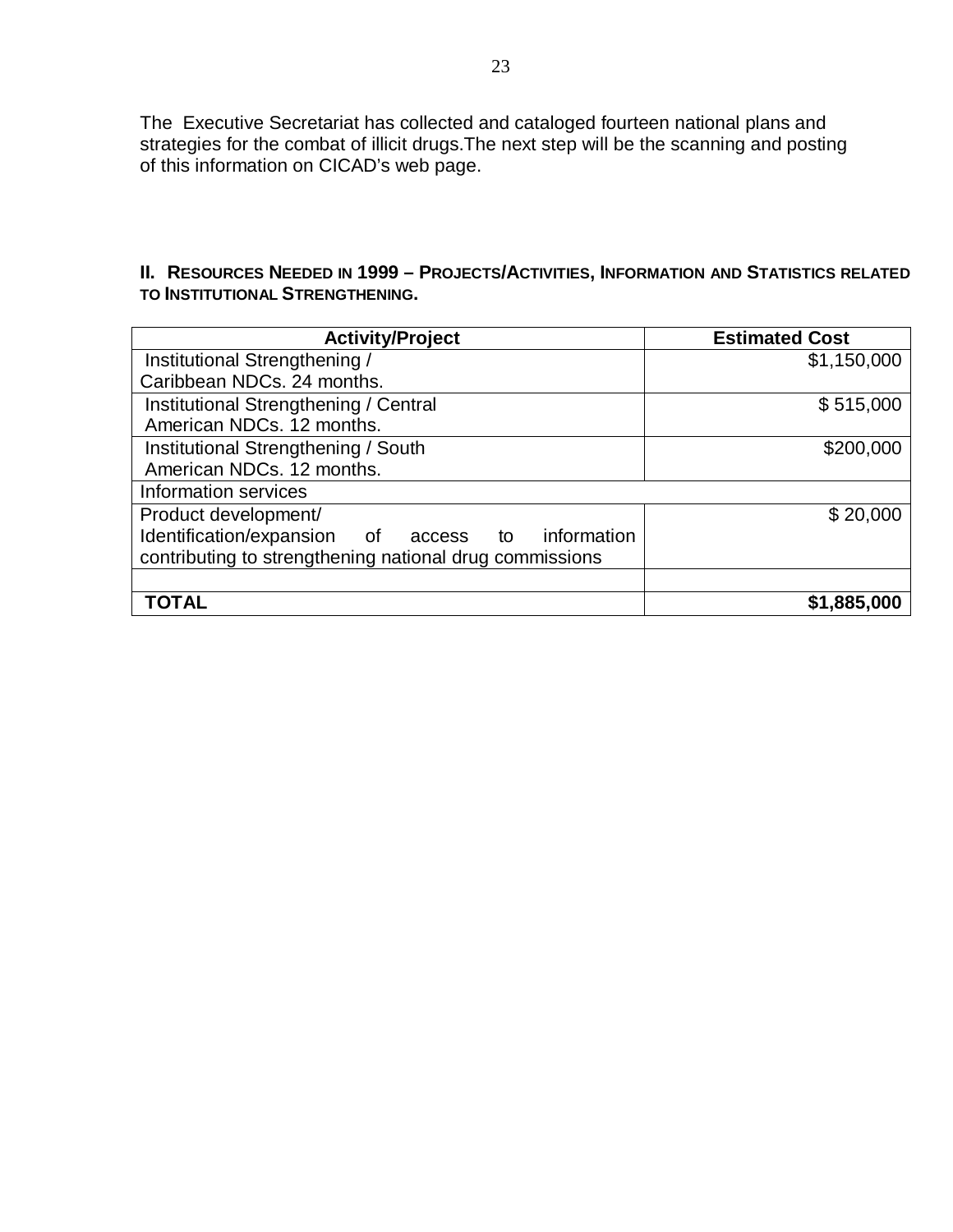The Executive Secretariat has collected and cataloged fourteen national plans and strategies for the combat of illicit drugs.The next step will be the scanning and posting of this information on CICAD's web page.

## II. Resources Needed in 1999 – Projects/Activities, Information and Statistics related to Institutional Strengthening.

| Activity/Project | Estimated Cost |
|---|---|
| Institutional Strengthening / Caribbean NDCs. 24 months. | $1,150,000 |
| Institutional Strengthening / Central American NDCs. 12 months. | $ 515,000 |
| Institutional Strengthening / South American NDCs. 12 months. | $200,000 |
| Information services | |
| Product development/ Identification/expansion of access to information contributing to strengthening national drug commissions | $ 20,000 |
| | |
| **TOTAL** | **$1,885,000** |